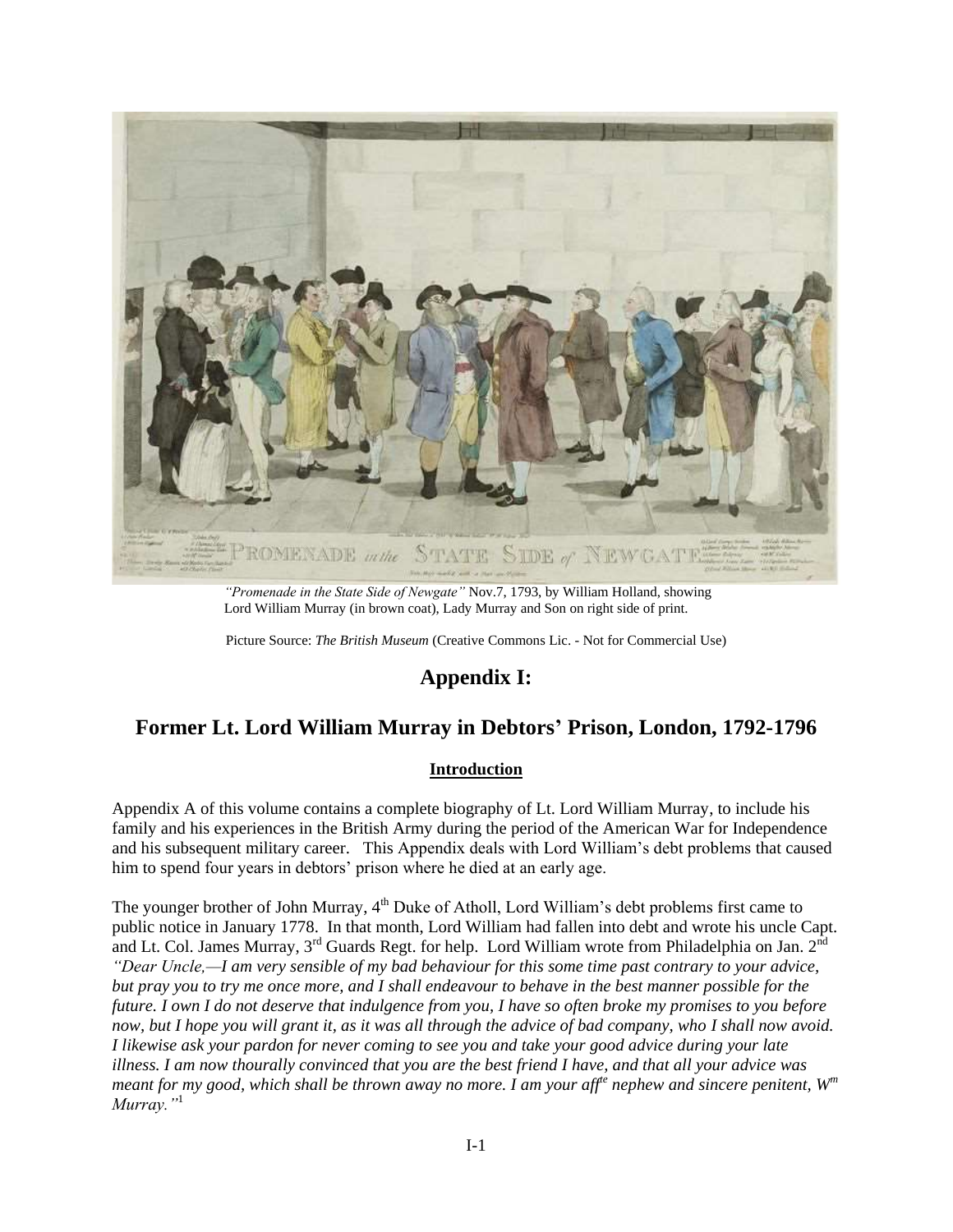*"Promenade in the State Side of Newgate"* Nov.7, 1793, by William Holland, showing Lord William Murray (in brown coat), Lady Murray and Son on right side of print.

Picture Source: *The British Museum* (Creative Commons Lic. - Not for Commercial Use)

# Appendix I:

## Former Lt. Lord William Murray in Debtors' Prison, London, 1792-1796

### Introduction

Appendix A of this volume contains a complete biography of Lt. Lord William Murray, to include his family and his experiences in the British Army during the period of the American War for Independence and his subsequent military career. This Appendix deals with Lord William's debt problems that caused him to spend four years in debtors' prison where he died at an early age.

The younger brother of John Murray, 4th Duke of Atholl, Lord William's debt problems first came to public notice in January 1778. In that month, Lord William had fallen into debt and wrote his uncle Capt. and Lt. Col. James Murray, 3rd Guards Regt. for help. Lord William wrote from Philadelphia on Jan. 2nd *"Dear Uncle,—I am very sensible of my bad behaviour for this some time past contrary to your advice, but pray you to try me once more, and I shall endeavour to behave in the best manner possible for the future. I own I do not deserve that indulgence from you, I have so often broke my promises to you before now, but I hope you will grant it, as it was all through the advice of bad company, who I shall now avoid. I likewise ask your pardon for never coming to see you and take your good advice during your late illness. I am now thourally convinced that you are the best friend I have, and that all your advice was meant for my good, which shall be thrown away no more. I am your affte nephew and sincere penitent, Wm Murray."*[1]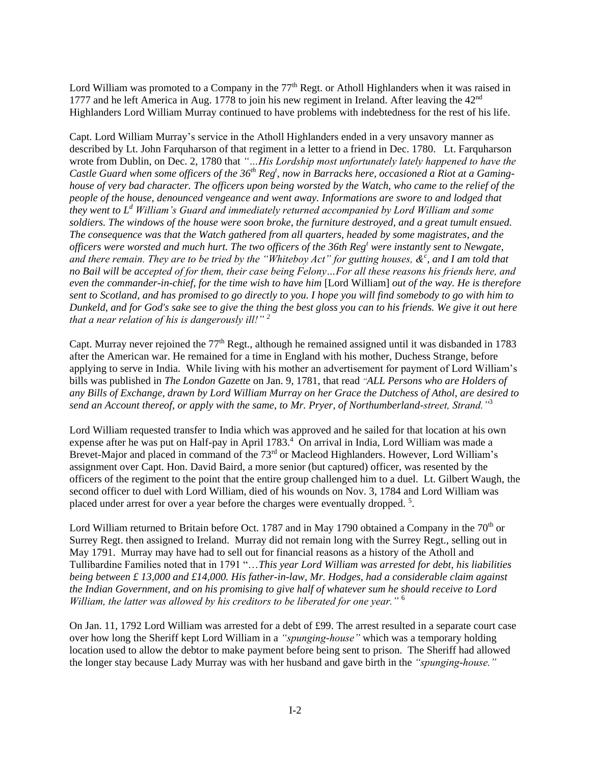Lord William was promoted to a Company in the 77th Regt. or Atholl Highlanders when it was raised in 1777 and he left America in Aug. 1778 to join his new regiment in Ireland. After leaving the 42nd Highlanders Lord William Murray continued to have problems with indebtedness for the rest of his life.

Capt. Lord William Murray's service in the Atholl Highlanders ended in a very unsavory manner as described by Lt. John Farquharson of that regiment in a letter to a friend in Dec. 1780. Lt. Farquharson wrote from Dublin, on Dec. 2, 1780 that *"…His Lordship most unfortunately lately happened to have the Castle Guard when some officers of the 36th Reg$^t$, now in Barracks here, occasioned a Riot at a Gaming-house of very bad character. The officers upon being worsted by the Watch, who came to the relief of the people of the house, denounced vengeance and went away. Informations are swore to and lodged that they went to L$^d$ William's Guard and immediately returned accompanied by Lord William and some soldiers. The windows of the house were soon broke, the furniture destroyed, and a great tumult ensued. The consequence was that the Watch gathered from all quarters, headed by some magistrates, and the officers were worsted and much hurt. The two officers of the 36th Reg$^t$ were instantly sent to Newgate, and there remain. They are to be tried by the "Whiteboy Act" for gutting houses, &$^c$, and I am told that no Bail will be accepted of for them, their case being Felony…For all these reasons his friends here, and even the commander-in-chief, for the time wish to have him* [Lord William] *out of the way. He is therefore sent to Scotland, and has promised to go directly to you. I hope you will find somebody to go with him to Dunkeld, and for God's sake see to give the thing the best gloss you can to his friends. We give it out here that a near relation of his is dangerously ill!"* [2]

Capt. Murray never rejoined the 77th Regt., although he remained assigned until it was disbanded in 1783 after the American war. He remained for a time in England with his mother, Duchess Strange, before applying to serve in India. While living with his mother an advertisement for payment of Lord William's bills was published in *The London Gazette* on Jan. 9, 1781, that read *"ALL Persons who are Holders of any Bills of Exchange, drawn by Lord William Murray on her Grace the Dutchess of Athol, are desired to send an Account thereof, or apply with the same, to Mr. Pryer, of Northumberland-street, Strand."*[3]

Lord William requested transfer to India which was approved and he sailed for that location at his own expense after he was put on Half-pay in April 1783.[4] On arrival in India, Lord William was made a Brevet-Major and placed in command of the 73rd or Macleod Highlanders. However, Lord William's assignment over Capt. Hon. David Baird, a more senior (but captured) officer, was resented by the officers of the regiment to the point that the entire group challenged him to a duel. Lt. Gilbert Waugh, the second officer to duel with Lord William, died of his wounds on Nov. 3, 1784 and Lord William was placed under arrest for over a year before the charges were eventually dropped. [5].

Lord William returned to Britain before Oct. 1787 and in May 1790 obtained a Company in the 70th or Surrey Regt. then assigned to Ireland. Murray did not remain long with the Surrey Regt., selling out in May 1791. Murray may have had to sell out for financial reasons as a history of the Atholl and Tullibardine Families noted that in 1791 "…*This year Lord William was arrested for debt, his liabilities being between £ 13,000 and £14,000. His father-in-law, Mr. Hodges, had a considerable claim against the Indian Government, and on his promising to give half of whatever sum he should receive to Lord William, the latter was allowed by his creditors to be liberated for one year."* [6]

On Jan. 11, 1792 Lord William was arrested for a debt of £99. The arrest resulted in a separate court case over how long the Sheriff kept Lord William in a *"spunging-house"* which was a temporary holding location used to allow the debtor to make payment before being sent to prison. The Sheriff had allowed the longer stay because Lady Murray was with her husband and gave birth in the *"spunging-house."*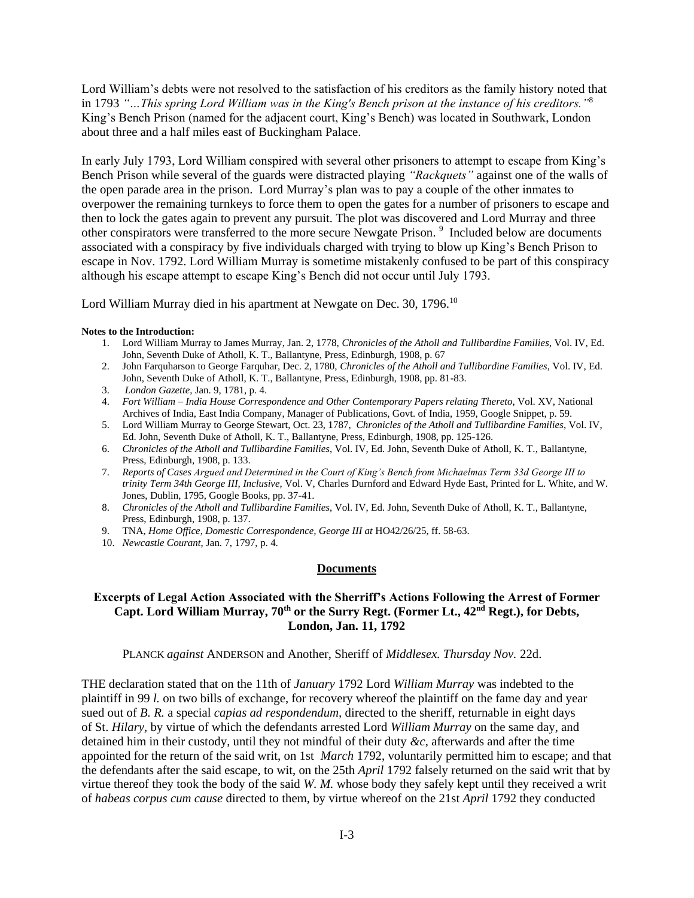Lord William's debts were not resolved to the satisfaction of his creditors as the family history noted that in 1793 *"…This spring Lord William was in the King's Bench prison at the instance of his creditors."*[8] King's Bench Prison (named for the adjacent court, King's Bench) was located in Southwark, London about three and a half miles east of Buckingham Palace.

In early July 1793, Lord William conspired with several other prisoners to attempt to escape from King's Bench Prison while several of the guards were distracted playing *"Rackquets"* against one of the walls of the open parade area in the prison. Lord Murray's plan was to pay a couple of the other inmates to overpower the remaining turnkeys to force them to open the gates for a number of prisoners to escape and then to lock the gates again to prevent any pursuit. The plot was discovered and Lord Murray and three other conspirators were transferred to the more secure Newgate Prison. [9] Included below are documents associated with a conspiracy by five individuals charged with trying to blow up King's Bench Prison to escape in Nov. 1792. Lord William Murray is sometime mistakenly confused to be part of this conspiracy although his escape attempt to escape King's Bench did not occur until July 1793.

Lord William Murray died in his apartment at Newgate on Dec. 30, 1796.[10]

**Notes to the Introduction:**

1. Lord William Murray to James Murray, Jan. 2, 1778, *Chronicles of the Atholl and Tullibardine Families*, Vol. IV, Ed. John, Seventh Duke of Atholl, K. T., Ballantyne, Press, Edinburgh, 1908, p. 67
2. John Farquharson to George Farquhar, Dec. 2, 1780, *Chronicles of the Atholl and Tullibardine Families*, Vol. IV, Ed. John, Seventh Duke of Atholl, K. T., Ballantyne, Press, Edinburgh, 1908, pp. 81-83.
3. *London Gazette*, Jan. 9, 1781, p. 4.
4. *Fort William – India House Correspondence and Other Contemporary Papers relating Thereto*, Vol. XV, National Archives of India, East India Company, Manager of Publications, Govt. of India, 1959, Google Snippet, p. 59.
5. Lord William Murray to George Stewart, Oct. 23, 1787, *Chronicles of the Atholl and Tullibardine Families*, Vol. IV, Ed. John, Seventh Duke of Atholl, K. T., Ballantyne, Press, Edinburgh, 1908, pp. 125-126.
6. *Chronicles of the Atholl and Tullibardine Families*, Vol. IV, Ed. John, Seventh Duke of Atholl, K. T., Ballantyne, Press, Edinburgh, 1908, p. 133.
7. *Reports of Cases Argued and Determined in the Court of King's Bench from Michaelmas Term 33d George III to trinity Term 34th George III, Inclusive*, Vol. V, Charles Durnford and Edward Hyde East, Printed for L. White, and W. Jones, Dublin, 1795, Google Books, pp. 37-41.
8. *Chronicles of the Atholl and Tullibardine Families*, Vol. IV, Ed. John, Seventh Duke of Atholl, K. T., Ballantyne, Press, Edinburgh, 1908, p. 137.
9. TNA, *Home Office, Domestic Correspondence, George III at* HO42/26/25, ff. 58-63.
10. *Newcastle Courant*, Jan. 7, 1797, p. 4.

## Documents

### Excerpts of Legal Action Associated with the Sherriff's Actions Following the Arrest of Former Capt. Lord William Murray, 70th or the Surry Regt. (Former Lt., 42nd Regt.), for Debts, London, Jan. 11, 1792

PLANCK *against* ANDERSON and Another, Sheriff of *Middlesex. Thursday Nov.* 22d.

THE declaration stated that on the 11th of *January* 1792 Lord *William Murray* was indebted to the plaintiff in 99 *l.* on two bills of exchange, for recovery whereof the plaintiff on the fame day and year sued out of *B. R.* a special *capias ad respondendum*, directed to the sheriff, returnable in eight days of St. *Hilary*, by virtue of which the defendants arrested Lord *William Murray* on the same day, and detained him in their custody, until they not mindful of their duty *&c*, afterwards and after the time appointed for the return of the said writ, on 1st *March* 1792, voluntarily permitted him to escape; and that the defendants after the said escape, to wit, on the 25th *April* 1792 falsely returned on the said writ that by virtue thereof they took the body of the said *W. M.* whose body they safely kept until they received a writ of *habeas corpus cum cause* directed to them, by virtue whereof on the 21st *April* 1792 they conducted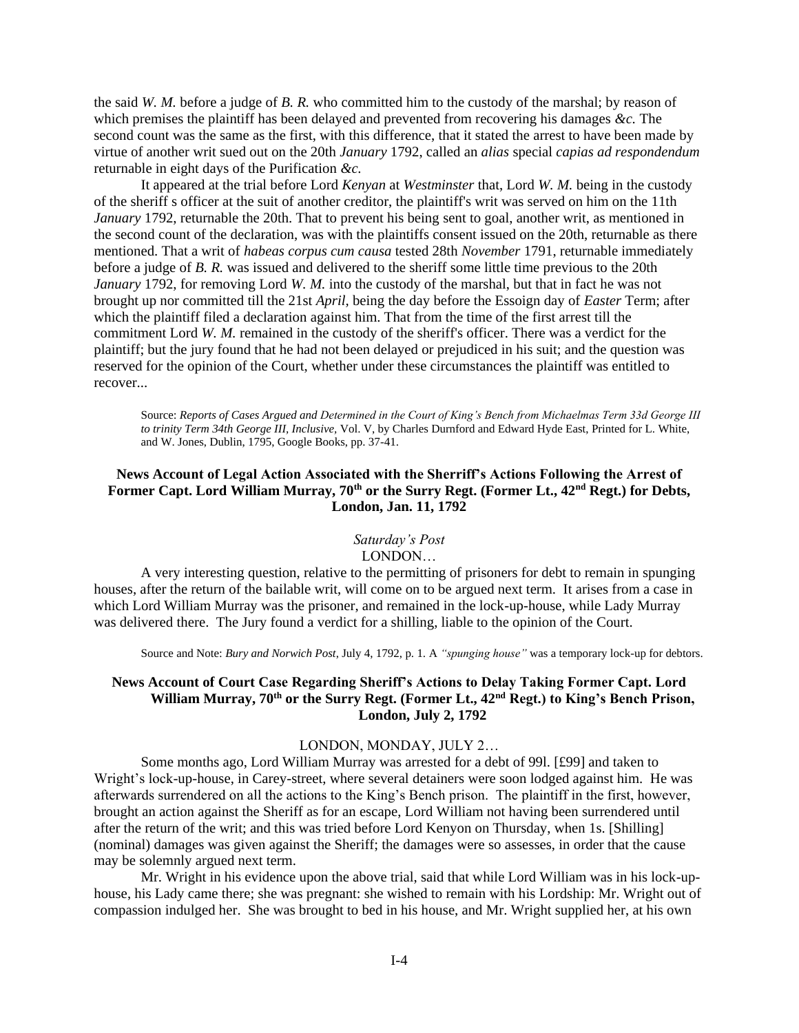the said *W. M.* before a judge of *B. R.* who committed him to the custody of the marshal; by reason of which premises the plaintiff has been delayed and prevented from recovering his damages *&c.* The second count was the same as the first, with this difference, that it stated the arrest to have been made by virtue of another writ sued out on the 20th *January* 1792, called an *alias* special *capias ad respondendum* returnable in eight days of the Purification *&c.*

It appeared at the trial before Lord *Kenyan* at *Westminster* that, Lord *W. M.* being in the custody of the sheriff s officer at the suit of another creditor, the plaintiff's writ was served on him on the 11th *January* 1792, returnable the 20th. That to prevent his being sent to goal, another writ, as mentioned in the second count of the declaration, was with the plaintiffs consent issued on the 20th, returnable as there mentioned. That a writ of *habeas corpus cum causa* tested 28th *November* 1791, returnable immediately before a judge of *B. R.* was issued and delivered to the sheriff some little time previous to the 20th *January* 1792, for removing Lord *W. M.* into the custody of the marshal, but that in fact he was not brought up nor committed till the 21st *April*, being the day before the Essoign day of *Easter* Term; after which the plaintiff filed a declaration against him. That from the time of the first arrest till the commitment Lord *W. M.* remained in the custody of the sheriff's officer. There was a verdict for the plaintiff; but the jury found that he had not been delayed or prejudiced in his suit; and the question was reserved for the opinion of the Court, whether under these circumstances the plaintiff was entitled to recover...

Source: *Reports of Cases Argued and Determined in the Court of King's Bench from Michaelmas Term 33d George III to trinity Term 34th George III, Inclusive*, Vol. V, by Charles Durnford and Edward Hyde East, Printed for L. White, and W. Jones, Dublin, 1795, Google Books, pp. 37-41.

### News Account of Legal Action Associated with the Sherriff's Actions Following the Arrest of Former Capt. Lord William Murray, 70th or the Surry Regt. (Former Lt., 42nd Regt.) for Debts, London, Jan. 11, 1792

*Saturday's Post*

LONDON…

A very interesting question, relative to the permitting of prisoners for debt to remain in spunging houses, after the return of the bailable writ, will come on to be argued next term. It arises from a case in which Lord William Murray was the prisoner, and remained in the lock-up-house, while Lady Murray was delivered there. The Jury found a verdict for a shilling, liable to the opinion of the Court.

Source and Note: *Bury and Norwich Post*, July 4, 1792, p. 1. A *"spunging house"* was a temporary lock-up for debtors.

### News Account of Court Case Regarding Sheriff's Actions to Delay Taking Former Capt. Lord William Murray, 70th or the Surry Regt. (Former Lt., 42nd Regt.) to King's Bench Prison, London, July 2, 1792

LONDON, MONDAY, JULY 2…

Some months ago, Lord William Murray was arrested for a debt of 99l. [£99] and taken to Wright's lock-up-house, in Carey-street, where several detainers were soon lodged against him. He was afterwards surrendered on all the actions to the King's Bench prison. The plaintiff in the first, however, brought an action against the Sheriff as for an escape, Lord William not having been surrendered until after the return of the writ; and this was tried before Lord Kenyon on Thursday, when 1s. [Shilling] (nominal) damages was given against the Sheriff; the damages were so assesses, in order that the cause may be solemnly argued next term.

Mr. Wright in his evidence upon the above trial, said that while Lord William was in his lock-up-house, his Lady came there; she was pregnant: she wished to remain with his Lordship: Mr. Wright out of compassion indulged her. She was brought to bed in his house, and Mr. Wright supplied her, at his own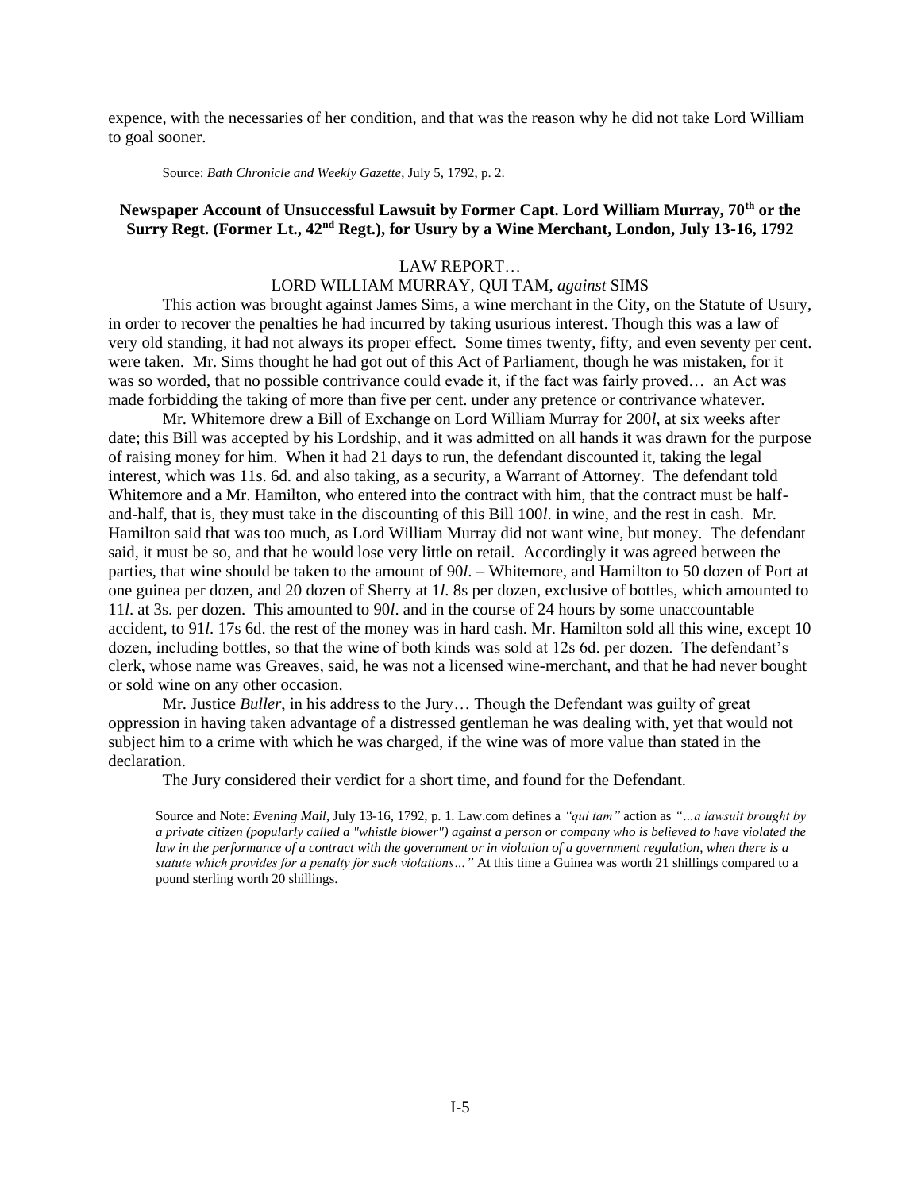expence, with the necessaries of her condition, and that was the reason why he did not take Lord William to goal sooner.

Source: *Bath Chronicle and Weekly Gazette*, July 5, 1792, p. 2.

### Newspaper Account of Unsuccessful Lawsuit by Former Capt. Lord William Murray, 70th or the Surry Regt. (Former Lt., 42nd Regt.), for Usury by a Wine Merchant, London, July 13-16, 1792

LAW REPORT…

LORD WILLIAM MURRAY, QUI TAM, *against* SIMS

This action was brought against James Sims, a wine merchant in the City, on the Statute of Usury, in order to recover the penalties he had incurred by taking usurious interest. Though this was a law of very old standing, it had not always its proper effect. Some times twenty, fifty, and even seventy per cent. were taken. Mr. Sims thought he had got out of this Act of Parliament, though he was mistaken, for it was so worded, that no possible contrivance could evade it, if the fact was fairly proved… an Act was made forbidding the taking of more than five per cent. under any pretence or contrivance whatever.

Mr. Whitemore drew a Bill of Exchange on Lord William Murray for 200*l*, at six weeks after date; this Bill was accepted by his Lordship, and it was admitted on all hands it was drawn for the purpose of raising money for him. When it had 21 days to run, the defendant discounted it, taking the legal interest, which was 11s. 6d. and also taking, as a security, a Warrant of Attorney. The defendant told Whitemore and a Mr. Hamilton, who entered into the contract with him, that the contract must be half-and-half, that is, they must take in the discounting of this Bill 100*l*. in wine, and the rest in cash. Mr. Hamilton said that was too much, as Lord William Murray did not want wine, but money. The defendant said, it must be so, and that he would lose very little on retail. Accordingly it was agreed between the parties, that wine should be taken to the amount of 90*l*. – Whitemore, and Hamilton to 50 dozen of Port at one guinea per dozen, and 20 dozen of Sherry at 1*l*. 8s per dozen, exclusive of bottles, which amounted to 11*l*. at 3s. per dozen. This amounted to 90*l*. and in the course of 24 hours by some unaccountable accident, to 91*l*. 17s 6d. the rest of the money was in hard cash. Mr. Hamilton sold all this wine, except 10 dozen, including bottles, so that the wine of both kinds was sold at 12s 6d. per dozen. The defendant's clerk, whose name was Greaves, said, he was not a licensed wine-merchant, and that he had never bought or sold wine on any other occasion.

Mr. Justice *Buller*, in his address to the Jury… Though the Defendant was guilty of great oppression in having taken advantage of a distressed gentleman he was dealing with, yet that would not subject him to a crime with which he was charged, if the wine was of more value than stated in the declaration.

The Jury considered their verdict for a short time, and found for the Defendant.

Source and Note: *Evening Mail*, July 13-16, 1792, p. 1. Law.com defines a *"qui tam"* action as *"…a lawsuit brought by a private citizen (popularly called a "whistle blower") against a person or company who is believed to have violated the law in the performance of a contract with the government or in violation of a government regulation, when there is a statute which provides for a penalty for such violations…"* At this time a Guinea was worth 21 shillings compared to a pound sterling worth 20 shillings.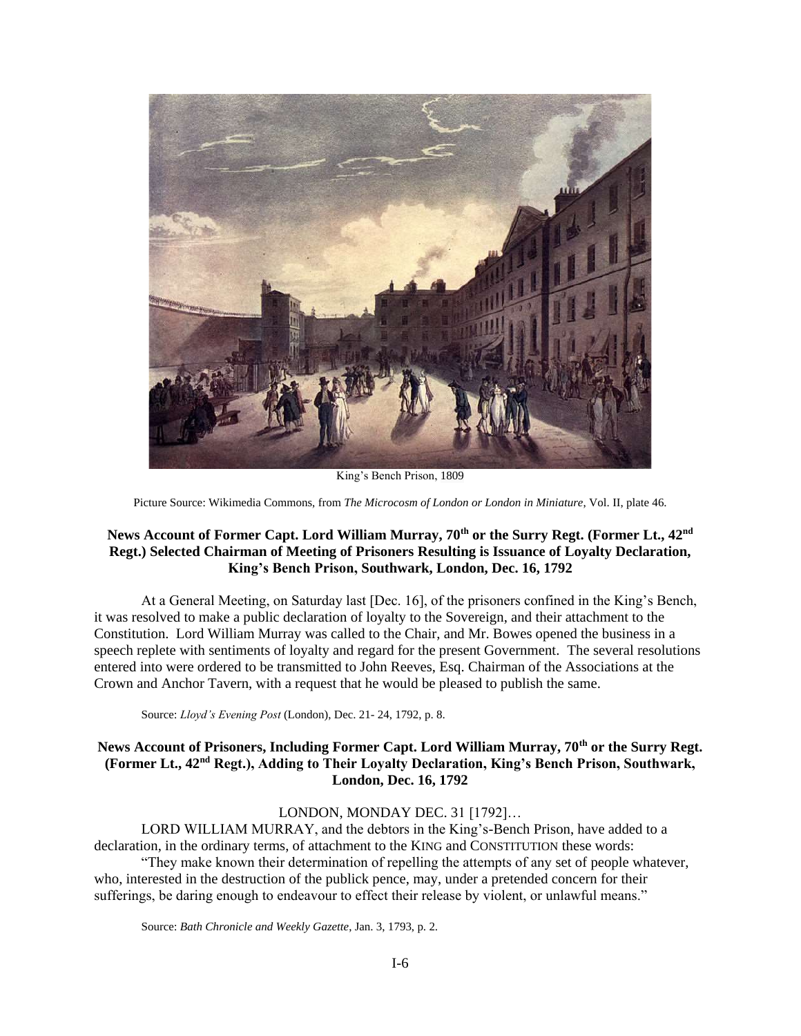King's Bench Prison, 1809

Picture Source: Wikimedia Commons, from *The Microcosm of London or London in Miniature*, Vol. II, plate 46.

### News Account of Former Capt. Lord William Murray, 70th or the Surry Regt. (Former Lt., 42nd Regt.) Selected Chairman of Meeting of Prisoners Resulting is Issuance of Loyalty Declaration, King's Bench Prison, Southwark, London, Dec. 16, 1792

At a General Meeting, on Saturday last [Dec. 16], of the prisoners confined in the King's Bench, it was resolved to make a public declaration of loyalty to the Sovereign, and their attachment to the Constitution. Lord William Murray was called to the Chair, and Mr. Bowes opened the business in a speech replete with sentiments of loyalty and regard for the present Government. The several resolutions entered into were ordered to be transmitted to John Reeves, Esq. Chairman of the Associations at the Crown and Anchor Tavern, with a request that he would be pleased to publish the same.

Source: *Lloyd's Evening Post* (London), Dec. 21- 24, 1792, p. 8.

### News Account of Prisoners, Including Former Capt. Lord William Murray, 70th or the Surry Regt. (Former Lt., 42nd Regt.), Adding to Their Loyalty Declaration, King's Bench Prison, Southwark, London, Dec. 16, 1792

LONDON, MONDAY DEC. 31 [1792]…

LORD WILLIAM MURRAY, and the debtors in the King's-Bench Prison, have added to a declaration, in the ordinary terms, of attachment to the KING and CONSTITUTION these words:

"They make known their determination of repelling the attempts of any set of people whatever, who, interested in the destruction of the publick pence, may, under a pretended concern for their sufferings, be daring enough to endeavour to effect their release by violent, or unlawful means."

Source: *Bath Chronicle and Weekly Gazette*, Jan. 3, 1793, p. 2.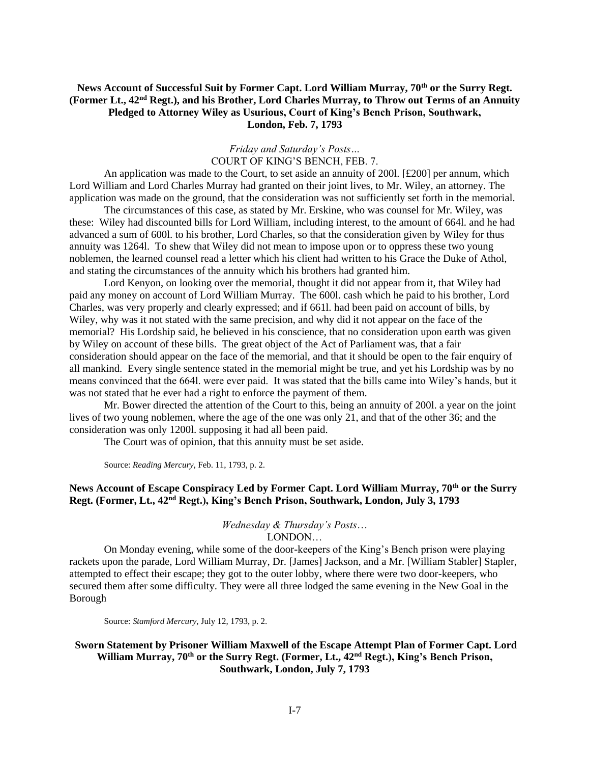**News Account of Successful Suit by Former Capt. Lord William Murray, 70th or the Surry Regt. (Former Lt., 42nd Regt.), and his Brother, Lord Charles Murray, to Throw out Terms of an Annuity Pledged to Attorney Wiley as Usurious, Court of King's Bench Prison, Southwark, London, Feb. 7, 1793**

*Friday and Saturday's Posts…*
COURT OF KING'S BENCH, FEB. 7.

An application was made to the Court, to set aside an annuity of 200l. [£200] per annum, which Lord William and Lord Charles Murray had granted on their joint lives, to Mr. Wiley, an attorney. The application was made on the ground, that the consideration was not sufficiently set forth in the memorial.

The circumstances of this case, as stated by Mr. Erskine, who was counsel for Mr. Wiley, was these: Wiley had discounted bills for Lord William, including interest, to the amount of 664l. and he had advanced a sum of 600l. to his brother, Lord Charles, so that the consideration given by Wiley for thus annuity was 1264l. To shew that Wiley did not mean to impose upon or to oppress these two young noblemen, the learned counsel read a letter which his client had written to his Grace the Duke of Athol, and stating the circumstances of the annuity which his brothers had granted him.

Lord Kenyon, on looking over the memorial, thought it did not appear from it, that Wiley had paid any money on account of Lord William Murray. The 600l. cash which he paid to his brother, Lord Charles, was very properly and clearly expressed; and if 661l. had been paid on account of bills, by Wiley, why was it not stated with the same precision, and why did it not appear on the face of the memorial? His Lordship said, he believed in his conscience, that no consideration upon earth was given by Wiley on account of these bills. The great object of the Act of Parliament was, that a fair consideration should appear on the face of the memorial, and that it should be open to the fair enquiry of all mankind. Every single sentence stated in the memorial might be true, and yet his Lordship was by no means convinced that the 664l. were ever paid. It was stated that the bills came into Wiley's hands, but it was not stated that he ever had a right to enforce the payment of them.

Mr. Bower directed the attention of the Court to this, being an annuity of 200l. a year on the joint lives of two young noblemen, where the age of the one was only 21, and that of the other 36; and the consideration was only 1200l. supposing it had all been paid.

The Court was of opinion, that this annuity must be set aside.

Source: *Reading Mercury*, Feb. 11, 1793, p. 2.

**News Account of Escape Conspiracy Led by Former Capt. Lord William Murray, 70th or the Surry Regt. (Former, Lt., 42nd Regt.), King's Bench Prison, Southwark, London, July 3, 1793**

*Wednesday & Thursday's Posts…*
LONDON…

On Monday evening, while some of the door-keepers of the King's Bench prison were playing rackets upon the parade, Lord William Murray, Dr. [James] Jackson, and a Mr. [William Stabler] Stapler, attempted to effect their escape; they got to the outer lobby, where there were two door-keepers, who secured them after some difficulty. They were all three lodged the same evening in the New Goal in the Borough

Source: *Stamford Mercury*, July 12, 1793, p. 2.

**Sworn Statement by Prisoner William Maxwell of the Escape Attempt Plan of Former Capt. Lord William Murray, 70th or the Surry Regt. (Former, Lt., 42nd Regt.), King's Bench Prison, Southwark, London, July 7, 1793**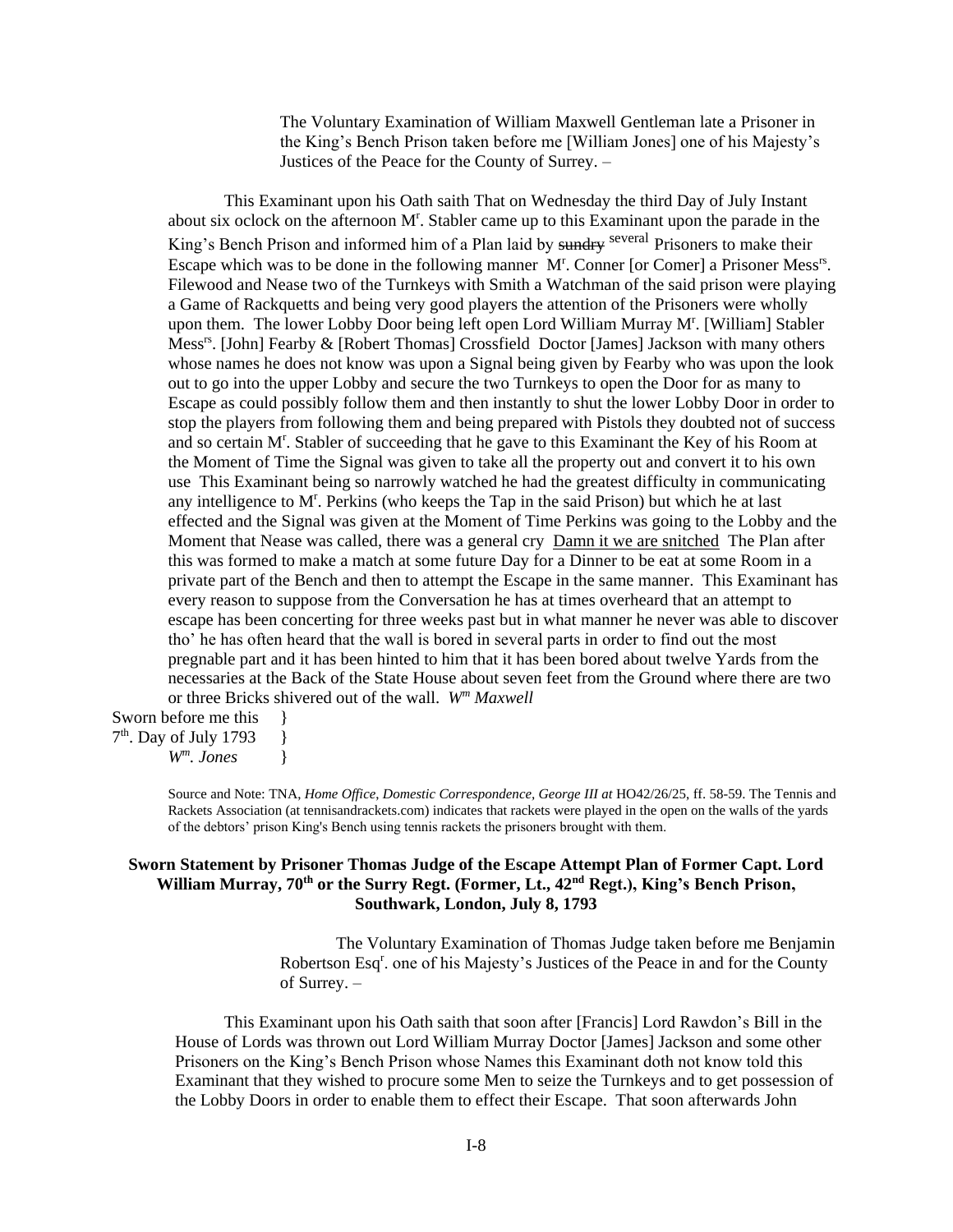The Voluntary Examination of William Maxwell Gentleman late a Prisoner in the King's Bench Prison taken before me [William Jones] one of his Majesty's Justices of the Peace for the County of Surrey. –

This Examinant upon his Oath saith That on Wednesday the third Day of July Instant about six oclock on the afternoon M^r^. Stabler came up to this Examinant upon the parade in the King's Bench Prison and informed him of a Plan laid by ~~sundry~~ several Prisoners to make their Escape which was to be done in the following manner M^r^. Conner [or Comer] a Prisoner Mess^rs^. Filewood and Nease two of the Turnkeys with Smith a Watchman of the said prison were playing a Game of Rackquetts and being very good players the attention of the Prisoners were wholly upon them. The lower Lobby Door being left open Lord William Murray M^r^. [William] Stabler Mess^rs^. [John] Fearby & [Robert Thomas] Crossfield Doctor [James] Jackson with many others whose names he does not know was upon a Signal being given by Fearby who was upon the look out to go into the upper Lobby and secure the two Turnkeys to open the Door for as many to Escape as could possibly follow them and then instantly to shut the lower Lobby Door in order to stop the players from following them and being prepared with Pistols they doubted not of success and so certain M^r^. Stabler of succeeding that he gave to this Examinant the Key of his Room at the Moment of Time the Signal was given to take all the property out and convert it to his own use This Examinant being so narrowly watched he had the greatest difficulty in communicating any intelligence to M^r^. Perkins (who keeps the Tap in the said Prison) but which he at last effected and the Signal was given at the Moment of Time Perkins was going to the Lobby and the Moment that Nease was called, there was a general cry <u>Damn it we are snitched</u> The Plan after this was formed to make a match at some future Day for a Dinner to be eat at some Room in a private part of the Bench and then to attempt the Escape in the same manner. This Examinant has every reason to suppose from the Conversation he has at times overheard that an attempt to escape has been concerting for three weeks past but in what manner he never was able to discover tho' he has often heard that the wall is bored in several parts in order to find out the most pregnable part and it has been hinted to him that it has been bored about twelve Yards from the necessaries at the Back of the State House about seven feet from the Ground where there are two or three Bricks shivered out of the wall. *W^m^ Maxwell*

Sworn before me this }
7^th^. Day of July 1793 }
*W^m^. Jones* }

Source and Note: TNA, *Home Office, Domestic Correspondence, George III at* HO42/26/25, ff. 58-59. The Tennis and Rackets Association (at tennisandrackets.com) indicates that rackets were played in the open on the walls of the yards of the debtors' prison King's Bench using tennis rackets the prisoners brought with them.

## Sworn Statement by Prisoner Thomas Judge of the Escape Attempt Plan of Former Capt. Lord William Murray, 70^th^ or the Surry Regt. (Former, Lt., 42^nd^ Regt.), King's Bench Prison, Southwark, London, July 8, 1793

The Voluntary Examination of Thomas Judge taken before me Benjamin Robertson Esq^r^. one of his Majesty's Justices of the Peace in and for the County of Surrey. –

This Examinant upon his Oath saith that soon after [Francis] Lord Rawdon's Bill in the House of Lords was thrown out Lord William Murray Doctor [James] Jackson and some other Prisoners on the King's Bench Prison whose Names this Examinant doth not know told this Examinant that they wished to procure some Men to seize the Turnkeys and to get possession of the Lobby Doors in order to enable them to effect their Escape. That soon afterwards John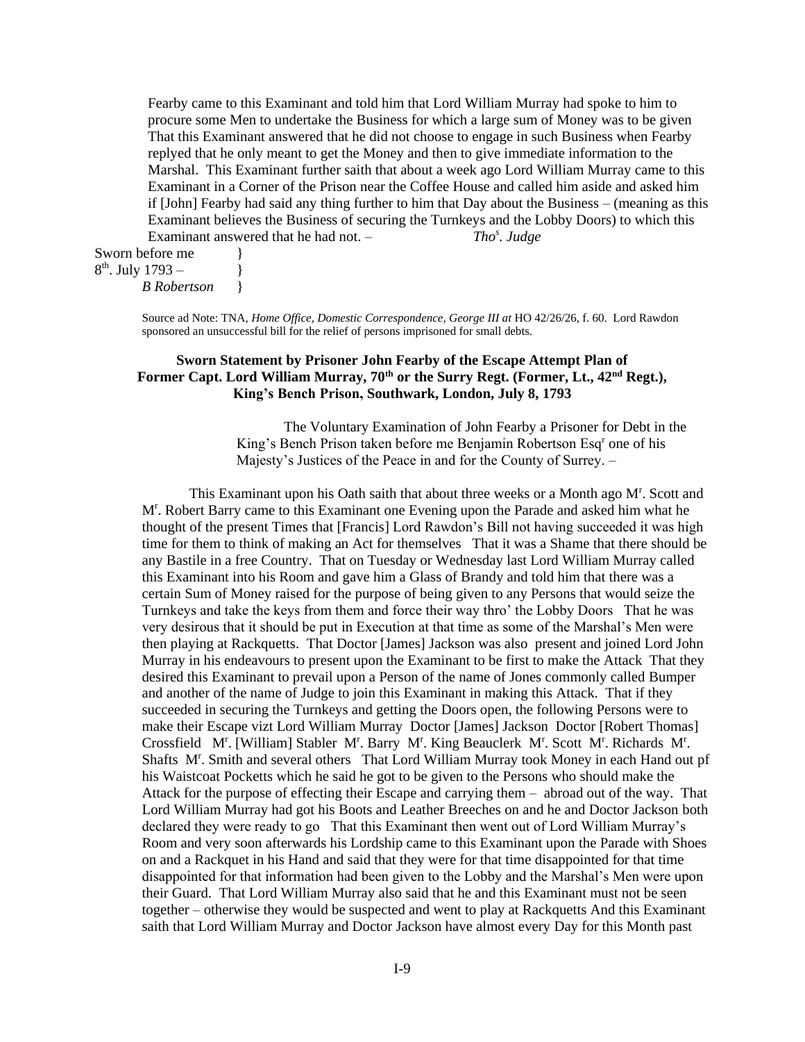Fearby came to this Examinant and told him that Lord William Murray had spoke to him to procure some Men to undertake the Business for which a large sum of Money was to be given That this Examinant answered that he did not choose to engage in such Business when Fearby replyed that he only meant to get the Money and then to give immediate information to the Marshal. This Examinant further saith that about a week ago Lord William Murray came to this Examinant in a Corner of the Prison near the Coffee House and called him aside and asked him if [John] Fearby had said any thing further to him that Day about the Business – (meaning as this Examinant believes the Business of securing the Turnkeys and the Lobby Doors) to which this Examinant answered that he had not. – *Tho*[s]*. Judge*

Sworn before me }
8[th]. July 1793 – }
*B Robertson* }

Source ad Note: TNA, *Home Office, Domestic Correspondence, George III at* HO 42/26/26, f. 60. Lord Rawdon sponsored an unsuccessful bill for the relief of persons imprisoned for small debts.

### Sworn Statement by Prisoner John Fearby of the Escape Attempt Plan of Former Capt. Lord William Murray, 70[th] or the Surry Regt. (Former, Lt., 42[nd] Regt.), King's Bench Prison, Southwark, London, July 8, 1793

The Voluntary Examination of John Fearby a Prisoner for Debt in the King's Bench Prison taken before me Benjamin Robertson Esq[r] one of his Majesty's Justices of the Peace in and for the County of Surrey. –

This Examinant upon his Oath saith that about three weeks or a Month ago M[r]. Scott and M[r]. Robert Barry came to this Examinant one Evening upon the Parade and asked him what he thought of the present Times that [Francis] Lord Rawdon's Bill not having succeeded it was high time for them to think of making an Act for themselves That it was a Shame that there should be any Bastile in a free Country. That on Tuesday or Wednesday last Lord William Murray called this Examinant into his Room and gave him a Glass of Brandy and told him that there was a certain Sum of Money raised for the purpose of being given to any Persons that would seize the Turnkeys and take the keys from them and force their way thro' the Lobby Doors That he was very desirous that it should be put in Execution at that time as some of the Marshal's Men were then playing at Rackquetts. That Doctor [James] Jackson was also present and joined Lord John Murray in his endeavours to present upon the Examinant to be first to make the Attack That they desired this Examinant to prevail upon a Person of the name of Jones commonly called Bumper and another of the name of Judge to join this Examinant in making this Attack. That if they succeeded in securing the Turnkeys and getting the Doors open, the following Persons were to make their Escape vizt Lord William Murray Doctor [James] Jackson Doctor [Robert Thomas] Crossfield M[r]. [William] Stabler M[r]. Barry M[r]. King Beauclerk M[r]. Scott M[r]. Richards M[r]. Shafts M[r]. Smith and several others That Lord William Murray took Money in each Hand out pf his Waistcoat Pocketts which he said he got to be given to the Persons who should make the Attack for the purpose of effecting their Escape and carrying them – abroad out of the way. That Lord William Murray had got his Boots and Leather Breeches on and he and Doctor Jackson both declared they were ready to go That this Examinant then went out of Lord William Murray's Room and very soon afterwards his Lordship came to this Examinant upon the Parade with Shoes on and a Rackquet in his Hand and said that they were for that time disappointed for that time disappointed for that information had been given to the Lobby and the Marshal's Men were upon their Guard. That Lord William Murray also said that he and this Examinant must not be seen together – otherwise they would be suspected and went to play at Rackquetts And this Examinant saith that Lord William Murray and Doctor Jackson have almost every Day for this Month past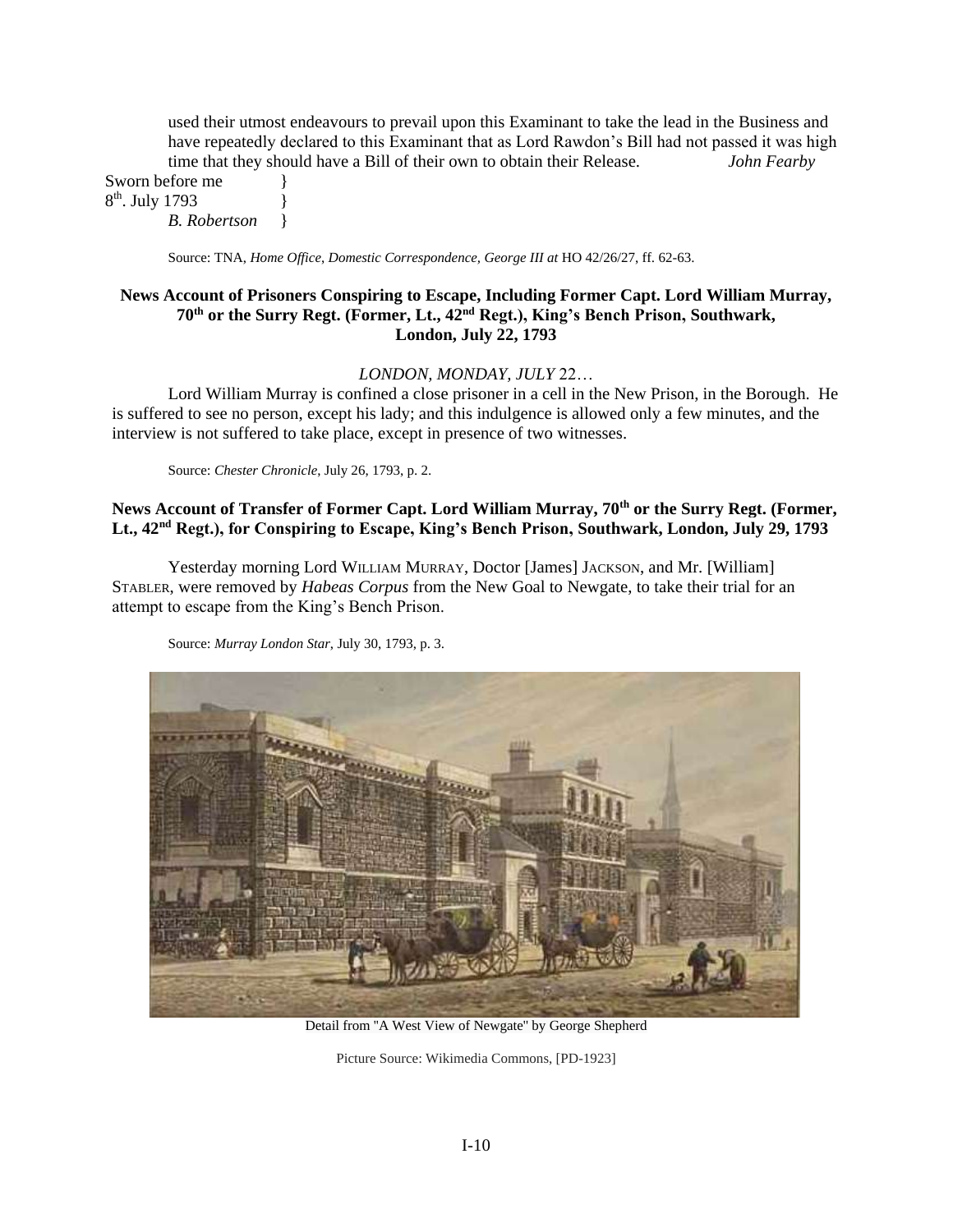used their utmost endeavours to prevail upon this Examinant to take the lead in the Business and have repeatedly declared to this Examinant that as Lord Rawdon's Bill had not passed it was high time that they should have a Bill of their own to obtain their Release. *John Fearby*

Sworn before me }
8th. July 1793 }
*B. Robertson* }

Source: TNA, *Home Office, Domestic Correspondence, George III at* HO 42/26/27, ff. 62-63.

**News Account of Prisoners Conspiring to Escape, Including Former Capt. Lord William Murray, 70th or the Surry Regt. (Former, Lt., 42nd Regt.), King's Bench Prison, Southwark, London, July 22, 1793**

*LONDON, MONDAY, JULY* 22…

Lord William Murray is confined a close prisoner in a cell in the New Prison, in the Borough. He is suffered to see no person, except his lady; and this indulgence is allowed only a few minutes, and the interview is not suffered to take place, except in presence of two witnesses.

Source: *Chester Chronicle*, July 26, 1793, p. 2.

**News Account of Transfer of Former Capt. Lord William Murray, 70th or the Surry Regt. (Former, Lt., 42nd Regt.), for Conspiring to Escape, King's Bench Prison, Southwark, London, July 29, 1793**

Yesterday morning Lord WILLIAM MURRAY, Doctor [James] JACKSON, and Mr. [William] STABLER, were removed by *Habeas Corpus* from the New Goal to Newgate, to take their trial for an attempt to escape from the King's Bench Prison.

Source: *Murray London Star*, July 30, 1793, p. 3.

Detail from "A West View of Newgate" by George Shepherd

Picture Source: Wikimedia Commons, [PD-1923]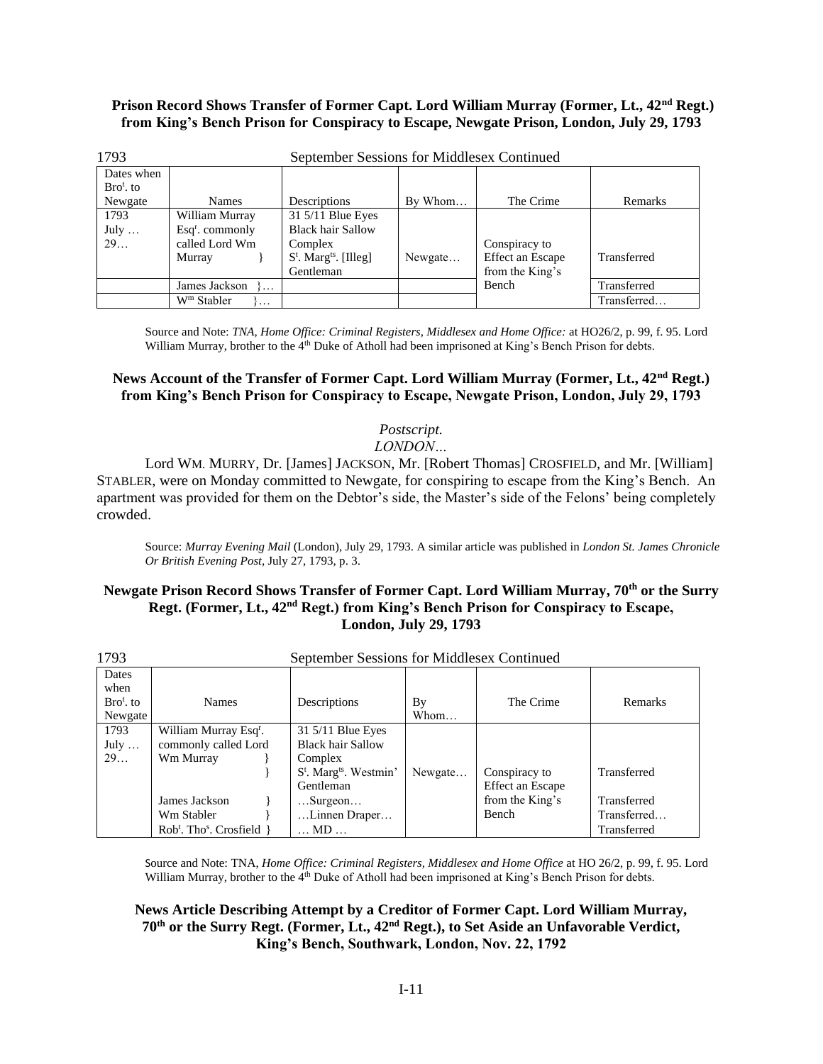**Prison Record Shows Transfer of Former Capt. Lord William Murray (Former, Lt., 42nd Regt.) from King's Bench Prison for Conspiracy to Escape, Newgate Prison, London, July 29, 1793**

1793 September Sessions for Middlesex Continued

| Dates when Bro^t. to Newgate | Names | Descriptions | By Whom… | The Crime | Remarks |
|---|---|---|---|---|---|
| 1793 July … 29… | William Murray Esq^r. commonly called Lord Wm Murray } | 31 5/11 Blue Eyes Black hair Sallow Complex S^t. Marg^ts. [Illeg] Gentleman | Newgate… | Conspiracy to Effect an Escape from the King's Bench | Transferred |
| | James Jackson }… | | | | Transferred |
| | W^m Stabler }… | | | | Transferred… |

Source and Note: *TNA, Home Office: Criminal Registers, Middlesex and Home Office:* at HO26/2, p. 99, f. 95. Lord William Murray, brother to the 4th Duke of Atholl had been imprisoned at King's Bench Prison for debts.

**News Account of the Transfer of Former Capt. Lord William Murray (Former, Lt., 42nd Regt.) from King's Bench Prison for Conspiracy to Escape, Newgate Prison, London, July 29, 1793**

*Postscript.*

*LONDON…*

Lord WM. MURRY, Dr. [James] JACKSON, Mr. [Robert Thomas] CROSFIELD, and Mr. [William] STABLER, were on Monday committed to Newgate, for conspiring to escape from the King's Bench. An apartment was provided for them on the Debtor's side, the Master's side of the Felons' being completely crowded.

Source: *Murray Evening Mail* (London), July 29, 1793. A similar article was published in *London St. James Chronicle Or British Evening Post*, July 27, 1793, p. 3.

**Newgate Prison Record Shows Transfer of Former Capt. Lord William Murray, 70th or the Surry Regt. (Former, Lt., 42nd Regt.) from King's Bench Prison for Conspiracy to Escape, London, July 29, 1793**

1793 September Sessions for Middlesex Continued

| Dates when Bro^t. to Newgate | Names | Descriptions | By Whom… | The Crime | Remarks |
|---|---|---|---|---|---|
| 1793 July … 29… | William Murray Esq^r. commonly called Lord Wm Murray } } | 31 5/11 Blue Eyes Black hair Sallow Complex S^t. Marg^ts. Westmin' Gentleman | Newgate… | Conspiracy to Effect an Escape from the King's Bench | Transferred |
| | James Jackson } | …Surgeon… | | | Transferred |
| | Wm Stabler } | …Linnen Draper… | | | Transferred… |
| | Rob^t. Tho^s. Crosfield } | … MD … | | | Transferred |

Source and Note: TNA, *Home Office: Criminal Registers, Middlesex and Home Office* at HO 26/2, p. 99, f. 95. Lord William Murray, brother to the 4th Duke of Atholl had been imprisoned at King's Bench Prison for debts.

**News Article Describing Attempt by a Creditor of Former Capt. Lord William Murray, 70th or the Surry Regt. (Former, Lt., 42nd Regt.), to Set Aside an Unfavorable Verdict, King's Bench, Southwark, London, Nov. 22, 1792**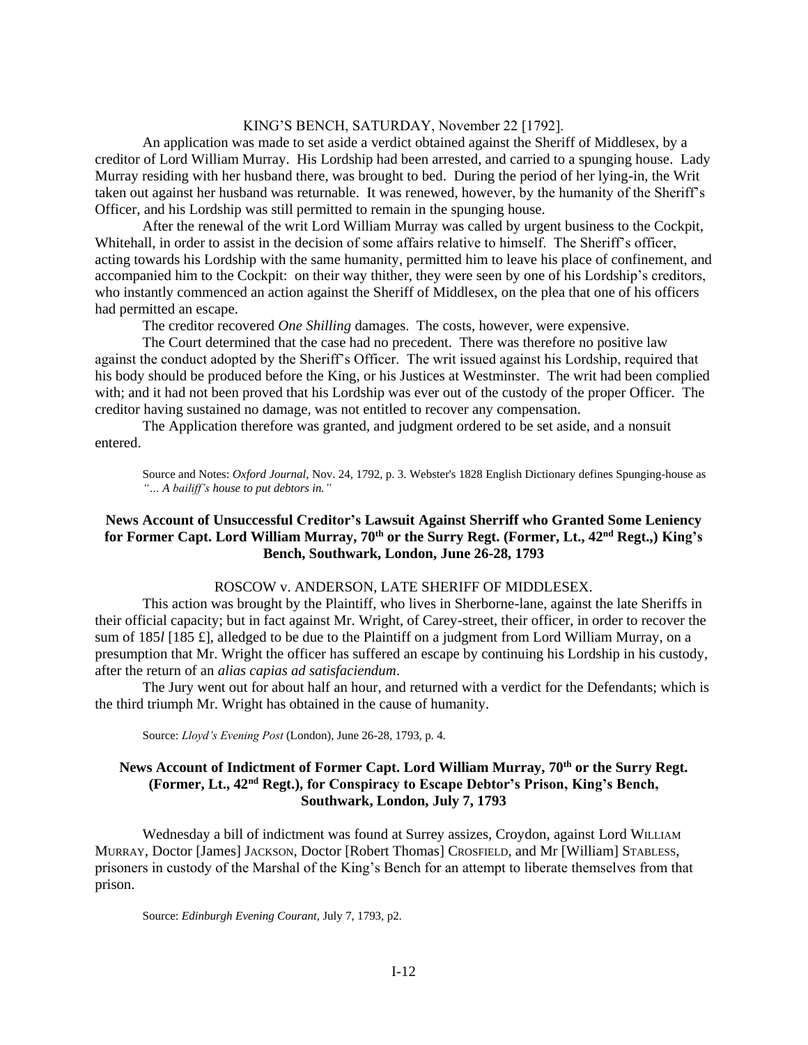KING'S BENCH, SATURDAY, November 22 [1792].

An application was made to set aside a verdict obtained against the Sheriff of Middlesex, by a creditor of Lord William Murray. His Lordship had been arrested, and carried to a spunging house. Lady Murray residing with her husband there, was brought to bed. During the period of her lying-in, the Writ taken out against her husband was returnable. It was renewed, however, by the humanity of the Sheriff's Officer, and his Lordship was still permitted to remain in the spunging house.

After the renewal of the writ Lord William Murray was called by urgent business to the Cockpit, Whitehall, in order to assist in the decision of some affairs relative to himself. The Sheriff's officer, acting towards his Lordship with the same humanity, permitted him to leave his place of confinement, and accompanied him to the Cockpit: on their way thither, they were seen by one of his Lordship's creditors, who instantly commenced an action against the Sheriff of Middlesex, on the plea that one of his officers had permitted an escape.

The creditor recovered *One Shilling* damages. The costs, however, were expensive.

The Court determined that the case had no precedent. There was therefore no positive law against the conduct adopted by the Sheriff's Officer. The writ issued against his Lordship, required that his body should be produced before the King, or his Justices at Westminster. The writ had been complied with; and it had not been proved that his Lordship was ever out of the custody of the proper Officer. The creditor having sustained no damage, was not entitled to recover any compensation.

The Application therefore was granted, and judgment ordered to be set aside, and a nonsuit entered.

Source and Notes: *Oxford Journal*, Nov. 24, 1792, p. 3. Webster's 1828 English Dictionary defines Spunging-house as *"… A bailiff's house to put debtors in."*

### News Account of Unsuccessful Creditor's Lawsuit Against Sherriff who Granted Some Leniency for Former Capt. Lord William Murray, 70th or the Surry Regt. (Former, Lt., 42nd Regt.,) King's Bench, Southwark, London, June 26-28, 1793

ROSCOW v. ANDERSON, LATE SHERIFF OF MIDDLESEX.

This action was brought by the Plaintiff, who lives in Sherborne-lane, against the late Sheriffs in their official capacity; but in fact against Mr. Wright, of Carey-street, their officer, in order to recover the sum of 185*l* [185 £], alledged to be due to the Plaintiff on a judgment from Lord William Murray, on a presumption that Mr. Wright the officer has suffered an escape by continuing his Lordship in his custody, after the return of an *alias capias ad satisfaciendum*.

The Jury went out for about half an hour, and returned with a verdict for the Defendants; which is the third triumph Mr. Wright has obtained in the cause of humanity.

Source: *Lloyd's Evening Post* (London), June 26-28, 1793, p. 4.

### News Account of Indictment of Former Capt. Lord William Murray, 70th or the Surry Regt. (Former, Lt., 42nd Regt.), for Conspiracy to Escape Debtor's Prison, King's Bench, Southwark, London, July 7, 1793

Wednesday a bill of indictment was found at Surrey assizes, Croydon, against Lord WILLIAM MURRAY, Doctor [James] JACKSON, Doctor [Robert Thomas] CROSFIELD, and Mr [William] STABLESS, prisoners in custody of the Marshal of the King's Bench for an attempt to liberate themselves from that prison.

Source: *Edinburgh Evening Courant*, July 7, 1793, p2.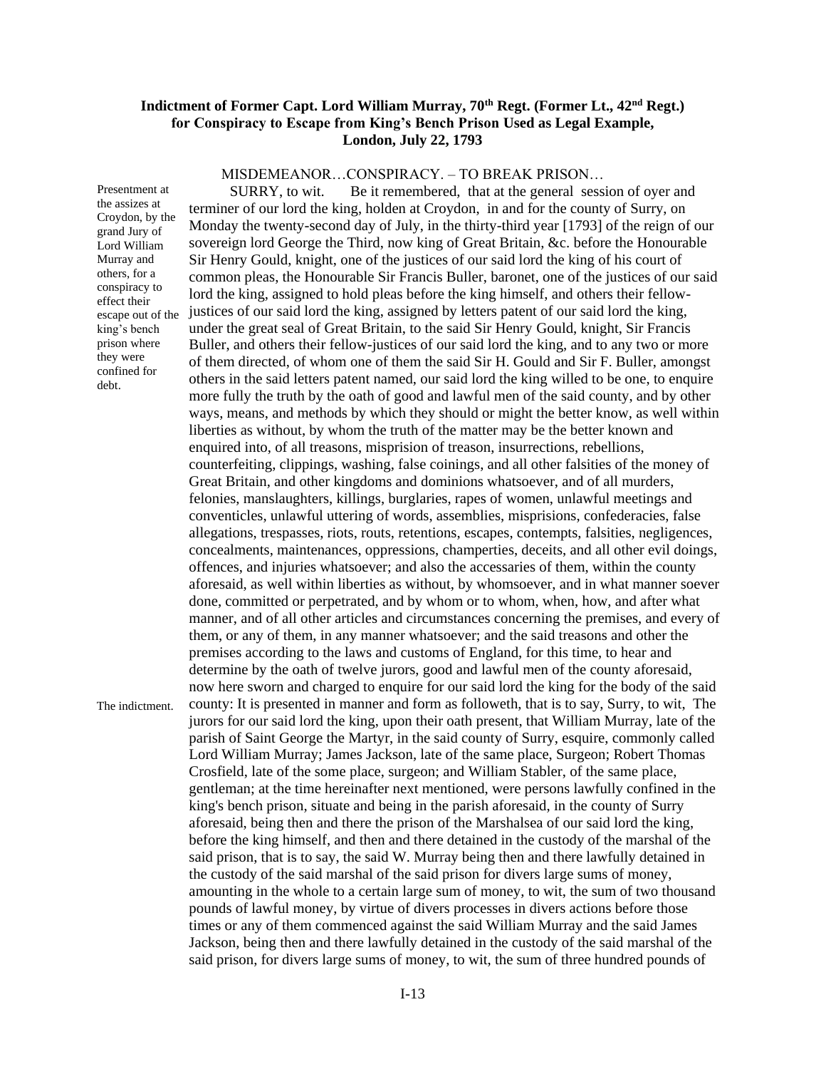**Indictment of Former Capt. Lord William Murray, 70th Regt. (Former Lt., 42nd Regt.) for Conspiracy to Escape from King's Bench Prison Used as Legal Example, London, July 22, 1793**

MISDEMEANOR…CONSPIRACY. – TO BREAK PRISON…

Presentment at the assizes at Croydon, by the grand Jury of Lord William Murray and others, for a conspiracy to effect their escape out of the king's bench prison where they were confined for debt.

SURRY, to wit. Be it remembered, that at the general session of oyer and terminer of our lord the king, holden at Croydon, in and for the county of Surry, on Monday the twenty-second day of July, in the thirty-third year [1793] of the reign of our sovereign lord George the Third, now king of Great Britain, &c. before the Honourable Sir Henry Gould, knight, one of the justices of our said lord the king of his court of common pleas, the Honourable Sir Francis Buller, baronet, one of the justices of our said lord the king, assigned to hold pleas before the king himself, and others their fellow-justices of our said lord the king, assigned by letters patent of our said lord the king, under the great seal of Great Britain, to the said Sir Henry Gould, knight, Sir Francis Buller, and others their fellow-justices of our said lord the king, and to any two or more of them directed, of whom one of them the said Sir H. Gould and Sir F. Buller, amongst others in the said letters patent named, our said lord the king willed to be one, to enquire more fully the truth by the oath of good and lawful men of the said county, and by other ways, means, and methods by which they should or might the better know, as well within liberties as without, by whom the truth of the matter may be the better known and enquired into, of all treasons, misprision of treason, insurrections, rebellions, counterfeiting, clippings, washing, false coinings, and all other falsities of the money of Great Britain, and other kingdoms and dominions whatsoever, and of all murders, felonies, manslaughters, killings, burglaries, rapes of women, unlawful meetings and conventicles, unlawful uttering of words, assemblies, misprisions, confederacies, false allegations, trespasses, riots, routs, retentions, escapes, contempts, falsities, negligences, concealments, maintenances, oppressions, champerties, deceits, and all other evil doings, offences, and injuries whatsoever; and also the accessaries of them, within the county aforesaid, as well within liberties as without, by whomsoever, and in what manner soever done, committed or perpetrated, and by whom or to whom, when, how, and after what manner, and of all other articles and circumstances concerning the premises, and every of them, or any of them, in any manner whatsoever; and the said treasons and other the premises according to the laws and customs of England, for this time, to hear and determine by the oath of twelve jurors, good and lawful men of the county aforesaid, now here sworn and charged to enquire for our said lord the king for the body of the said county: It is presented in manner and form as followeth, that is to say, Surry, to wit, The jurors for our said lord the king, upon their oath present, that William Murray, late of the parish of Saint George the Martyr, in the said county of Surry, esquire, commonly called Lord William Murray; James Jackson, late of the same place, Surgeon; Robert Thomas Crosfield, late of the some place, surgeon; and William Stabler, of the same place, gentleman; at the time hereinafter next mentioned, were persons lawfully confined in the king's bench prison, situate and being in the parish aforesaid, in the county of Surry aforesaid, being then and there the prison of the Marshalsea of our said lord the king, before the king himself, and then and there detained in the custody of the marshal of the said prison, that is to say, the said W. Murray being then and there lawfully detained in the custody of the said marshal of the said prison for divers large sums of money, amounting in the whole to a certain large sum of money, to wit, the sum of two thousand pounds of lawful money, by virtue of divers processes in divers actions before those times or any of them commenced against the said William Murray and the said James Jackson, being then and there lawfully detained in the custody of the said marshal of the said prison, for divers large sums of money, to wit, the sum of three hundred pounds of

The indictment.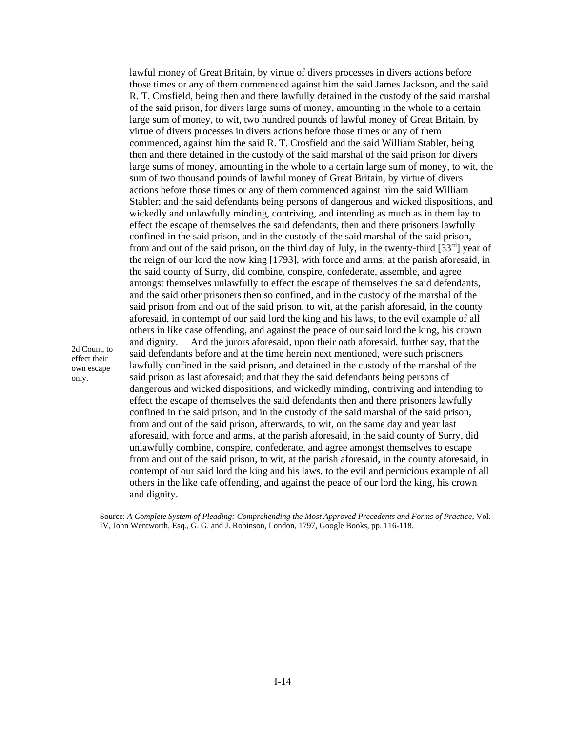lawful money of Great Britain, by virtue of divers processes in divers actions before those times or any of them commenced against him the said James Jackson, and the said R. T. Crosfield, being then and there lawfully detained in the custody of the said marshal of the said prison, for divers large sums of money, amounting in the whole to a certain large sum of money, to wit, two hundred pounds of lawful money of Great Britain, by virtue of divers processes in divers actions before those times or any of them commenced, against him the said R. T. Crosfield and the said William Stabler, being then and there detained in the custody of the said marshal of the said prison for divers large sums of money, amounting in the whole to a certain large sum of money, to wit, the sum of two thousand pounds of lawful money of Great Britain, by virtue of divers actions before those times or any of them commenced against him the said William Stabler; and the said defendants being persons of dangerous and wicked dispositions, and wickedly and unlawfully minding, contriving, and intending as much as in them lay to effect the escape of themselves the said defendants, then and there prisoners lawfully confined in the said prison, and in the custody of the said marshal of the said prison, from and out of the said prison, on the third day of July, in the twenty-third [33rd] year of the reign of our lord the now king [1793], with force and arms, at the parish aforesaid, in the said county of Surry, did combine, conspire, confederate, assemble, and agree amongst themselves unlawfully to effect the escape of themselves the said defendants, and the said other prisoners then so confined, and in the custody of the marshal of the said prison from and out of the said prison, to wit, at the parish aforesaid, in the county aforesaid, in contempt of our said lord the king and his laws, to the evil example of all others in like case offending, and against the peace of our said lord the king, his crown and dignity. And the jurors aforesaid, upon their oath aforesaid, further say, that the said defendants before and at the time herein next mentioned, were such prisoners lawfully confined in the said prison, and detained in the custody of the marshal of the said prison as last aforesaid; and that they the said defendants being persons of dangerous and wicked dispositions, and wickedly minding, contriving and intending to effect the escape of themselves the said defendants then and there prisoners lawfully confined in the said prison, and in the custody of the said marshal of the said prison, from and out of the said prison, afterwards, to wit, on the same day and year last aforesaid, with force and arms, at the parish aforesaid, in the said county of Surry, did unlawfully combine, conspire, confederate, and agree amongst themselves to escape from and out of the said prison, to wit, at the parish aforesaid, in the county aforesaid, in contempt of our said lord the king and his laws, to the evil and pernicious example of all others in the like cafe offending, and against the peace of our lord the king, his crown and dignity.

*2d Count, to effect their own escape only.*

Source: *A Complete System of Pleading: Comprehending the Most Approved Precedents and Forms of Practice*, Vol. IV, John Wentworth, Esq., G. G. and J. Robinson, London, 1797, Google Books, pp. 116-118.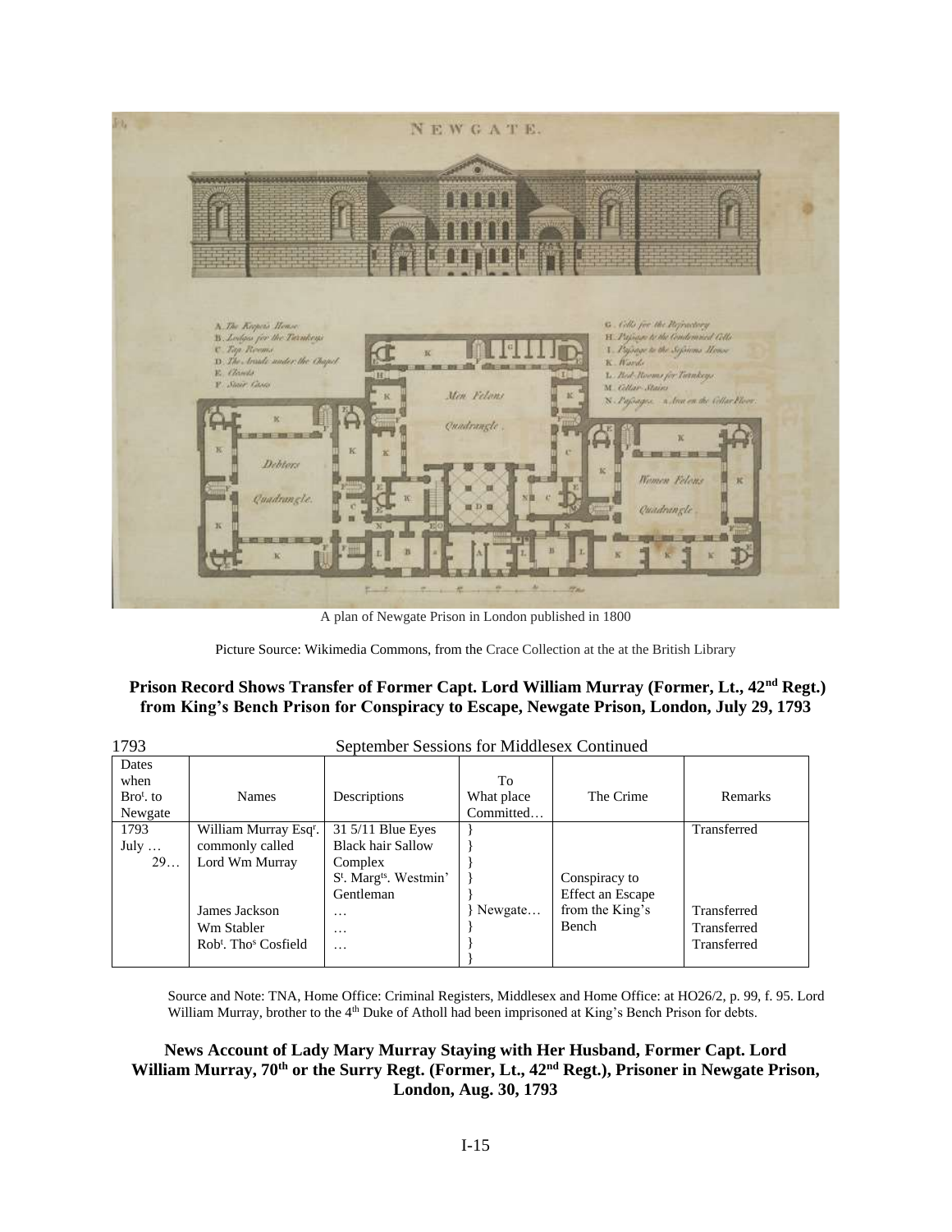A plan of Newgate Prison in London published in 1800

Picture Source: Wikimedia Commons, from the Crace Collection at the at the British Library

### Prison Record Shows Transfer of Former Capt. Lord William Murray (Former, Lt., 42nd Regt.) from King's Bench Prison for Conspiracy to Escape, Newgate Prison, London, July 29, 1793

1793 September Sessions for Middlesex Continued

| Dates when Brot. to Newgate | Names | Descriptions | To What place Committed… | The Crime | Remarks |
|---|---|---|---|---|---|
| 1793 July … 29… | William Murray Esqr. commonly called Lord Wm Murray | 31 5/11 Blue Eyes Black hair Sallow Complex St. Margts. Westmin' Gentleman | } | | Transferred |
| | James Jackson | … | } Newgate… | Conspiracy to Effect an Escape from the King's Bench | Transferred |
| | Wm Stabler | … | } | | Transferred |
| | Robt. Thos Cosfield | … | } | | Transferred |

Source and Note: TNA, Home Office: Criminal Registers, Middlesex and Home Office: at HO26/2, p. 99, f. 95. Lord William Murray, brother to the 4th Duke of Atholl had been imprisoned at King's Bench Prison for debts.

### News Account of Lady Mary Murray Staying with Her Husband, Former Capt. Lord William Murray, 70th or the Surry Regt. (Former, Lt., 42nd Regt.), Prisoner in Newgate Prison, London, Aug. 30, 1793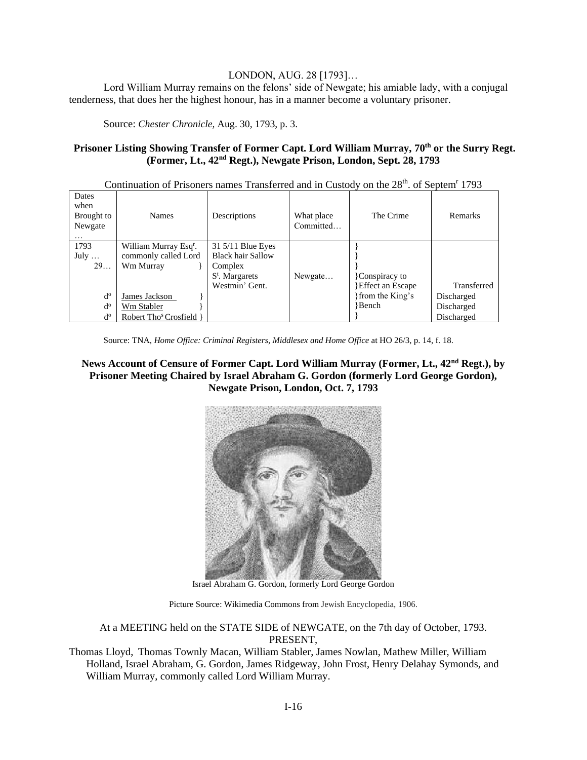LONDON, AUG. 28 [1793]…

Lord William Murray remains on the felons' side of Newgate; his amiable lady, with a conjugal tenderness, that does her the highest honour, has in a manner become a voluntary prisoner.

Source: *Chester Chronicle*, Aug. 30, 1793, p. 3.

### Prisoner Listing Showing Transfer of Former Capt. Lord William Murray, 70th or the Surry Regt. (Former, Lt., 42nd Regt.), Newgate Prison, London, Sept. 28, 1793

Continuation of Prisoners names Transferred and in Custody on the 28th. of Septemr 1793

| Dates when Brought to Newgate … | Names | Descriptions | What place Committed… | The Crime | Remarks |
|---|---|---|---|---|---|
| 1793 July … 29… | William Murray Esqr. commonly called Lord Wm Murray } | 31 5/11 Blue Eyes Black hair Sallow Complex St. Margarets Westmin' Gent. | Newgate… | } } } }Conspiracy to }Effect an Escape }from the King's }Bench } | Transferred |
| do | James Jackson } | | | | Discharged |
| do | Wm Stabler } | | | | Discharged |
| do | Robert Thos Crosfield } | | | | Discharged |

Source: TNA, *Home Office: Criminal Registers, Middlesex and Home Office* at HO 26/3, p. 14, f. 18.

### News Account of Censure of Former Capt. Lord William Murray (Former, Lt., 42nd Regt.), by Prisoner Meeting Chaired by Israel Abraham G. Gordon (formerly Lord George Gordon), Newgate Prison, London, Oct. 7, 1793

Israel Abraham G. Gordon, formerly Lord George Gordon

Picture Source: Wikimedia Commons from Jewish Encyclopedia, 1906.

At a MEETING held on the STATE SIDE of NEWGATE, on the 7th day of October, 1793.
PRESENT,

Thomas Lloyd, Thomas Townly Macan, William Stabler, James Nowlan, Mathew Miller, William Holland, Israel Abraham, G. Gordon, James Ridgeway, John Frost, Henry Delahay Symonds, and William Murray, commonly called Lord William Murray.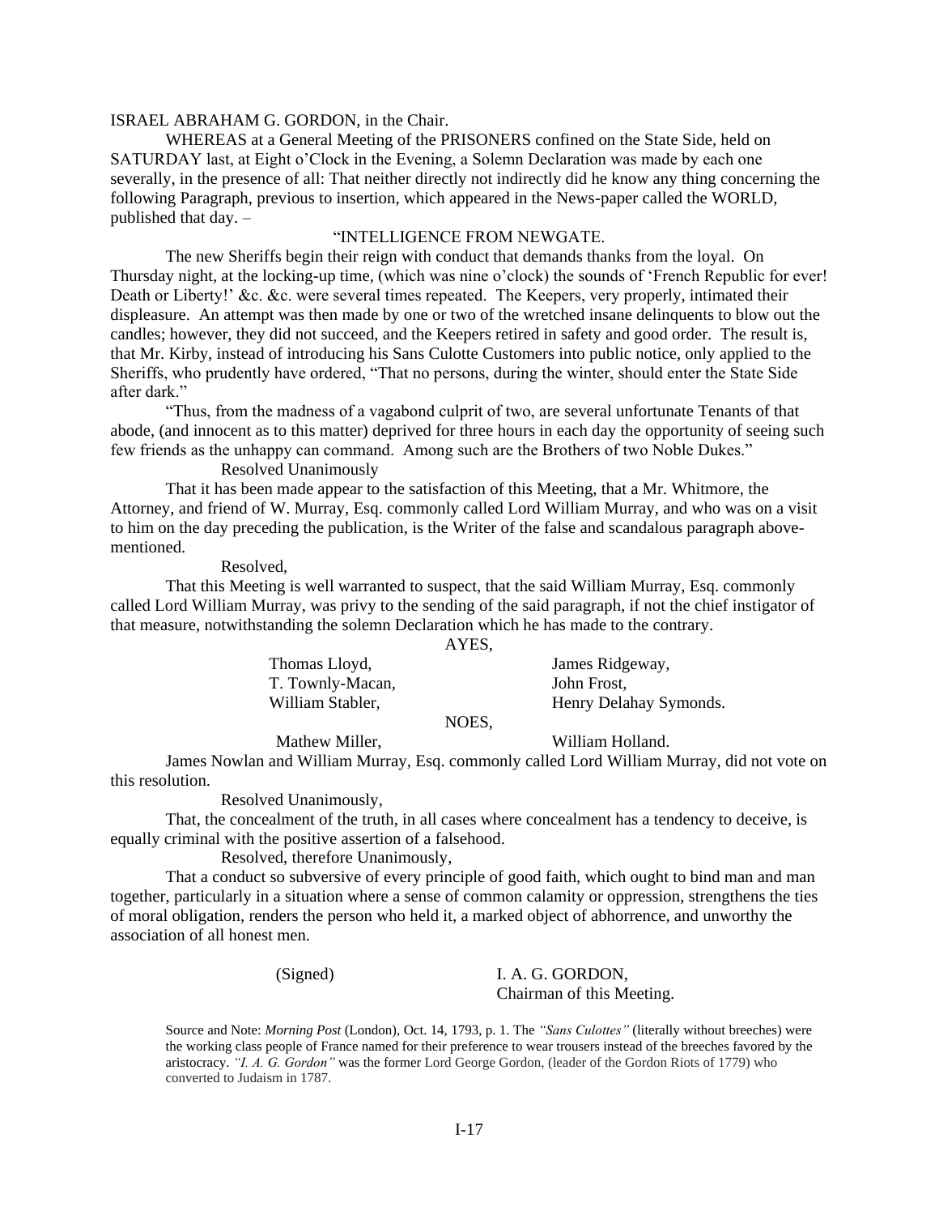ISRAEL ABRAHAM G. GORDON, in the Chair.

WHEREAS at a General Meeting of the PRISONERS confined on the State Side, held on SATURDAY last, at Eight o'Clock in the Evening, a Solemn Declaration was made by each one severally, in the presence of all: That neither directly not indirectly did he know any thing concerning the following Paragraph, previous to insertion, which appeared in the News-paper called the WORLD, published that day. –

"INTELLIGENCE FROM NEWGATE.

The new Sheriffs begin their reign with conduct that demands thanks from the loyal. On Thursday night, at the locking-up time, (which was nine o'clock) the sounds of 'French Republic for ever! Death or Liberty!' &c. &c. were several times repeated. The Keepers, very properly, intimated their displeasure. An attempt was then made by one or two of the wretched insane delinquents to blow out the candles; however, they did not succeed, and the Keepers retired in safety and good order. The result is, that Mr. Kirby, instead of introducing his Sans Culotte Customers into public notice, only applied to the Sheriffs, who prudently have ordered, "That no persons, during the winter, should enter the State Side after dark."

"Thus, from the madness of a vagabond culprit of two, are several unfortunate Tenants of that abode, (and innocent as to this matter) deprived for three hours in each day the opportunity of seeing such few friends as the unhappy can command. Among such are the Brothers of two Noble Dukes."

Resolved Unanimously

That it has been made appear to the satisfaction of this Meeting, that a Mr. Whitmore, the Attorney, and friend of W. Murray, Esq. commonly called Lord William Murray, and who was on a visit to him on the day preceding the publication, is the Writer of the false and scandalous paragraph above-mentioned.

Resolved,

That this Meeting is well warranted to suspect, that the said William Murray, Esq. commonly called Lord William Murray, was privy to the sending of the said paragraph, if not the chief instigator of that measure, notwithstanding the solemn Declaration which he has made to the contrary.

AYES,

Thomas Lloyd, James Ridgeway,
T. Townly-Macan, John Frost,
William Stabler, Henry Delahay Symonds.

NOES,

Mathew Miller, William Holland.

James Nowlan and William Murray, Esq. commonly called Lord William Murray, did not vote on this resolution.

Resolved Unanimously,

That, the concealment of the truth, in all cases where concealment has a tendency to deceive, is equally criminal with the positive assertion of a falsehood.

Resolved, therefore Unanimously,

That a conduct so subversive of every principle of good faith, which ought to bind man and man together, particularly in a situation where a sense of common calamity or oppression, strengthens the ties of moral obligation, renders the person who held it, a marked object of abhorrence, and unworthy the association of all honest men.

(Signed) I. A. G. GORDON,
Chairman of this Meeting.

Source and Note: *Morning Post* (London), Oct. 14, 1793, p. 1. The *"Sans Culottes"* (literally without breeches) were the working class people of France named for their preference to wear trousers instead of the breeches favored by the aristocracy. *"I. A. G. Gordon"* was the former Lord George Gordon, (leader of the Gordon Riots of 1779) who converted to Judaism in 1787.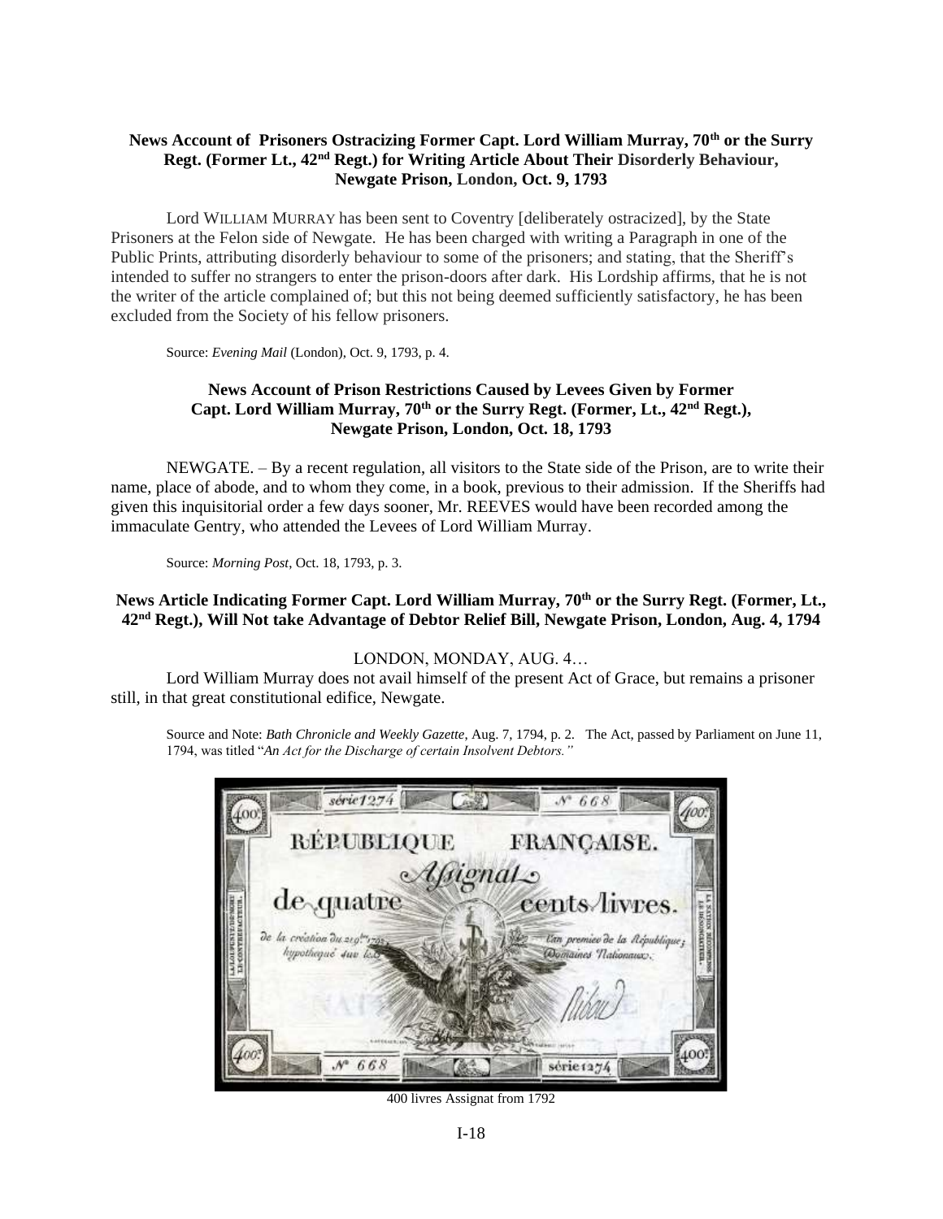**News Account of Prisoners Ostracizing Former Capt. Lord William Murray, 70th or the Surry Regt. (Former Lt., 42nd Regt.) for Writing Article About Their Disorderly Behaviour, Newgate Prison, London, Oct. 9, 1793**

Lord WILLIAM MURRAY has been sent to Coventry [deliberately ostracized], by the State Prisoners at the Felon side of Newgate. He has been charged with writing a Paragraph in one of the Public Prints, attributing disorderly behaviour to some of the prisoners; and stating, that the Sheriff's intended to suffer no strangers to enter the prison-doors after dark. His Lordship affirms, that he is not the writer of the article complained of; but this not being deemed sufficiently satisfactory, he has been excluded from the Society of his fellow prisoners.

Source: *Evening Mail* (London), Oct. 9, 1793, p. 4.

**News Account of Prison Restrictions Caused by Levees Given by Former Capt. Lord William Murray, 70th or the Surry Regt. (Former, Lt., 42nd Regt.), Newgate Prison, London, Oct. 18, 1793**

NEWGATE. – By a recent regulation, all visitors to the State side of the Prison, are to write their name, place of abode, and to whom they come, in a book, previous to their admission. If the Sheriffs had given this inquisitorial order a few days sooner, Mr. REEVES would have been recorded among the immaculate Gentry, who attended the Levees of Lord William Murray.

Source: *Morning Post*, Oct. 18, 1793, p. 3.

**News Article Indicating Former Capt. Lord William Murray, 70th or the Surry Regt. (Former, Lt., 42nd Regt.), Will Not take Advantage of Debtor Relief Bill, Newgate Prison, London, Aug. 4, 1794**

LONDON, MONDAY, AUG. 4…

Lord William Murray does not avail himself of the present Act of Grace, but remains a prisoner still, in that great constitutional edifice, Newgate.

Source and Note: *Bath Chronicle and Weekly Gazette*, Aug. 7, 1794, p. 2. The Act, passed by Parliament on June 11, 1794, was titled "*An Act for the Discharge of certain Insolvent Debtors.*"

400 livres Assignat from 1792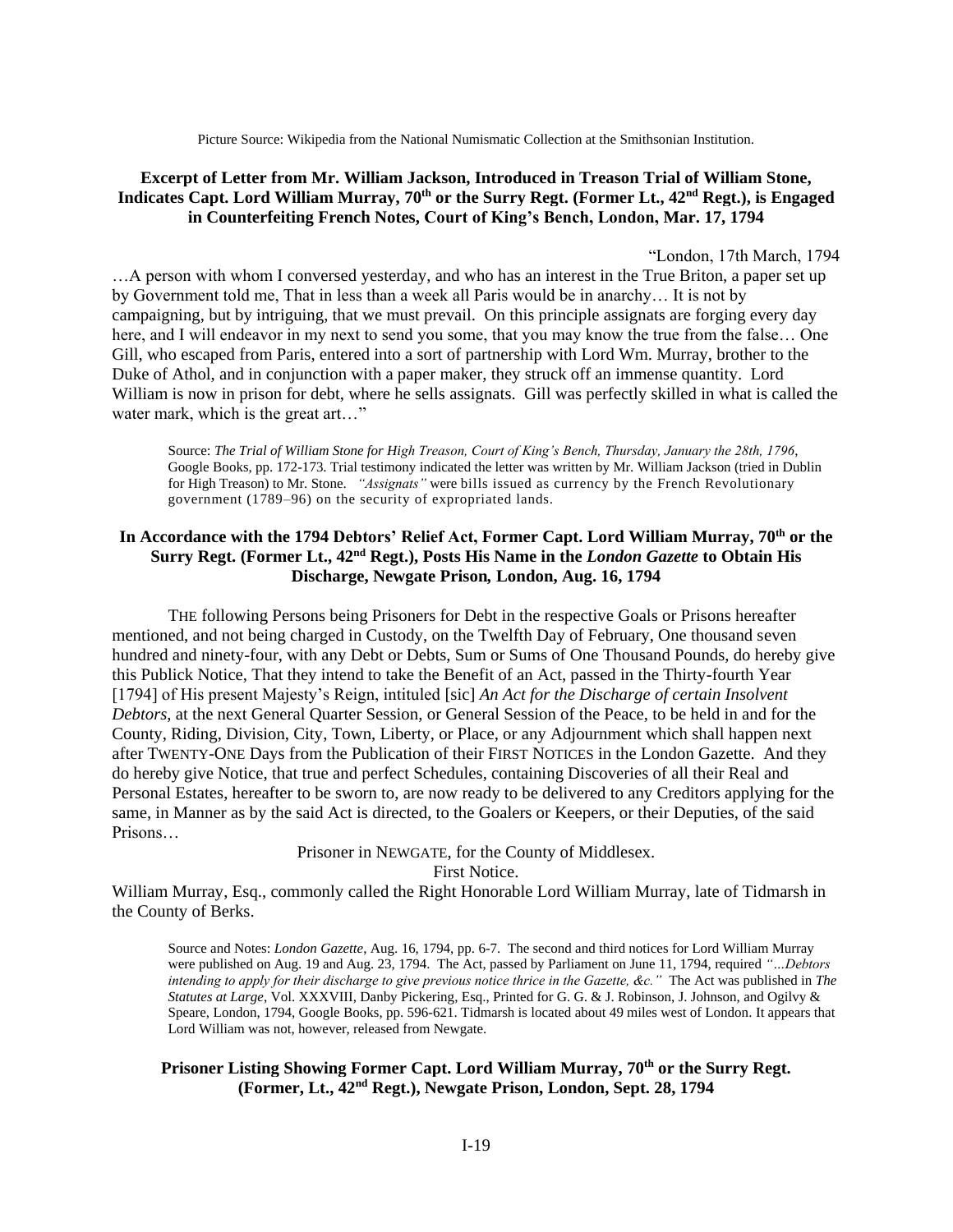Picture Source: Wikipedia from the National Numismatic Collection at the Smithsonian Institution.

### Excerpt of Letter from Mr. William Jackson, Introduced in Treason Trial of William Stone, Indicates Capt. Lord William Murray, 70th or the Surry Regt. (Former Lt., 42nd Regt.), is Engaged in Counterfeiting French Notes, Court of King's Bench, London, Mar. 17, 1794

"London, 17th March, 1794

…A person with whom I conversed yesterday, and who has an interest in the True Briton, a paper set up by Government told me, That in less than a week all Paris would be in anarchy… It is not by campaigning, but by intriguing, that we must prevail. On this principle assignats are forging every day here, and I will endeavor in my next to send you some, that you may know the true from the false… One Gill, who escaped from Paris, entered into a sort of partnership with Lord Wm. Murray, brother to the Duke of Athol, and in conjunction with a paper maker, they struck off an immense quantity. Lord William is now in prison for debt, where he sells assignats. Gill was perfectly skilled in what is called the water mark, which is the great art…"

Source: *The Trial of William Stone for High Treason, Court of King's Bench, Thursday, January the 28th, 1796*, Google Books, pp. 172-173. Trial testimony indicated the letter was written by Mr. William Jackson (tried in Dublin for High Treason) to Mr. Stone. *"Assignats"* were bills issued as currency by the French Revolutionary government (1789–96) on the security of expropriated lands.

### In Accordance with the 1794 Debtors' Relief Act, Former Capt. Lord William Murray, 70th or the Surry Regt. (Former Lt., 42nd Regt.), Posts His Name in the *London Gazette* to Obtain His Discharge, Newgate Prison, London, Aug. 16, 1794

THE following Persons being Prisoners for Debt in the respective Goals or Prisons hereafter mentioned, and not being charged in Custody, on the Twelfth Day of February, One thousand seven hundred and ninety-four, with any Debt or Debts, Sum or Sums of One Thousand Pounds, do hereby give this Publick Notice, That they intend to take the Benefit of an Act, passed in the Thirty-fourth Year [1794] of His present Majesty's Reign, intituled [sic] *An Act for the Discharge of certain Insolvent Debtors*, at the next General Quarter Session, or General Session of the Peace, to be held in and for the County, Riding, Division, City, Town, Liberty, or Place, or any Adjournment which shall happen next after TWENTY-ONE Days from the Publication of their FIRST NOTICES in the London Gazette. And they do hereby give Notice, that true and perfect Schedules, containing Discoveries of all their Real and Personal Estates, hereafter to be sworn to, are now ready to be delivered to any Creditors applying for the same, in Manner as by the said Act is directed, to the Goalers or Keepers, or their Deputies, of the said Prisons…

Prisoner in NEWGATE, for the County of Middlesex.

First Notice.

William Murray, Esq., commonly called the Right Honorable Lord William Murray, late of Tidmarsh in the County of Berks.

Source and Notes: *London Gazette*, Aug. 16, 1794, pp. 6-7. The second and third notices for Lord William Murray were published on Aug. 19 and Aug. 23, 1794. The Act, passed by Parliament on June 11, 1794, required *"…Debtors intending to apply for their discharge to give previous notice thrice in the Gazette, &c."* The Act was published in *The Statutes at Large*, Vol. XXXVIII, Danby Pickering, Esq., Printed for G. G. & J. Robinson, J. Johnson, and Ogilvy & Speare, London, 1794, Google Books, pp. 596-621. Tidmarsh is located about 49 miles west of London. It appears that Lord William was not, however, released from Newgate.

### Prisoner Listing Showing Former Capt. Lord William Murray, 70th or the Surry Regt. (Former, Lt., 42nd Regt.), Newgate Prison, London, Sept. 28, 1794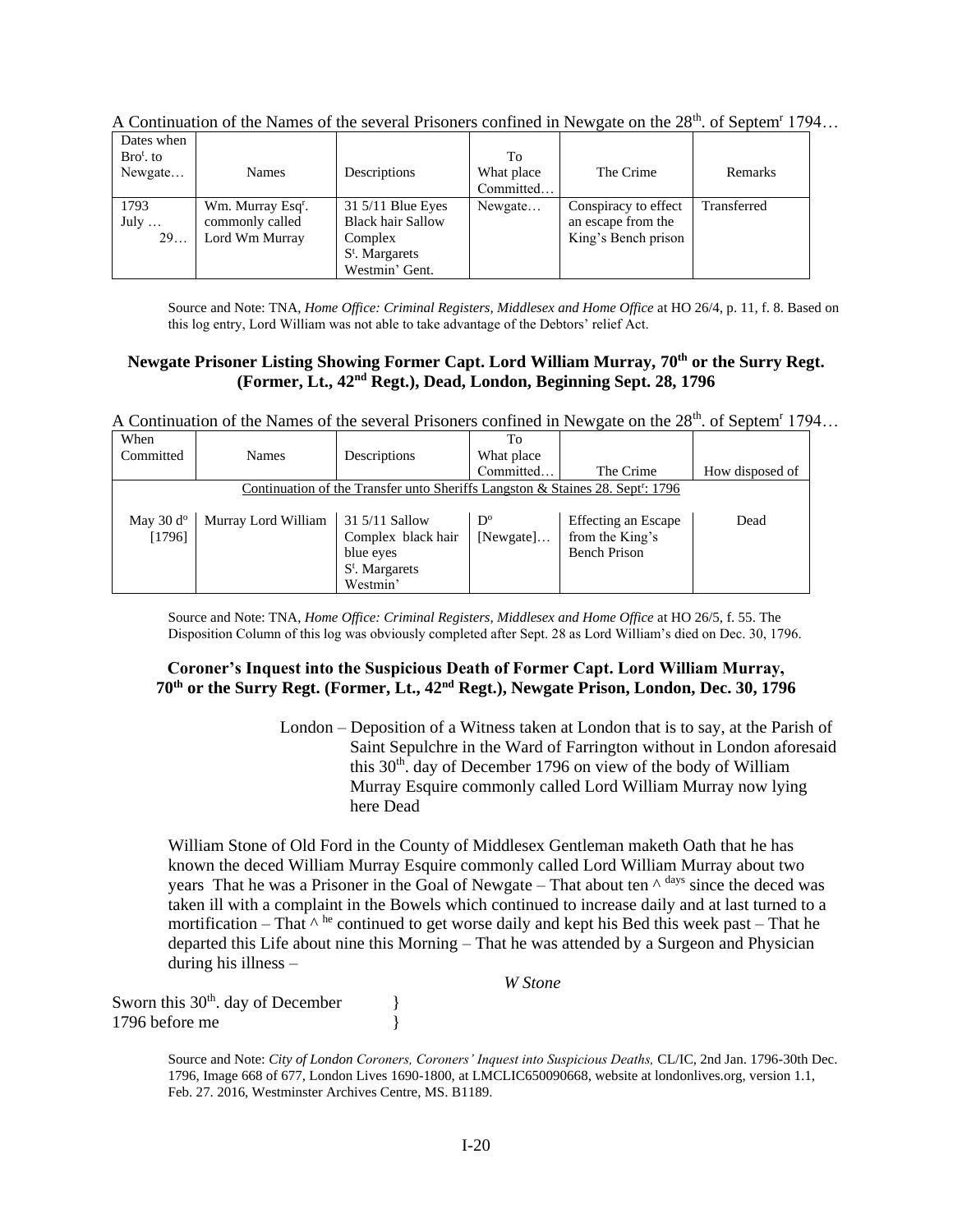A Continuation of the Names of the several Prisoners confined in Newgate on the 28th. of Septemr 1794…

| Dates when Brot. to Newgate… | Names | Descriptions | To What place Committed… | The Crime | Remarks |
|---|---|---|---|---|---|
| 1793 July … 29… | Wm. Murray Esqr. commonly called Lord Wm Murray | 31 5/11 Blue Eyes Black hair Sallow Complex St. Margarets Westmin' Gent. | Newgate… | Conspiracy to effect an escape from the King's Bench prison | Transferred |

Source and Note: TNA, *Home Office: Criminal Registers, Middlesex and Home Office* at HO 26/4, p. 11, f. 8. Based on this log entry, Lord William was not able to take advantage of the Debtors' relief Act.

### Newgate Prisoner Listing Showing Former Capt. Lord William Murray, 70th or the Surry Regt. (Former, Lt., 42nd Regt.), Dead, London, Beginning Sept. 28, 1796

A Continuation of the Names of the several Prisoners confined in Newgate on the 28th. of Septemr 1794…

| When Committed | Names | Descriptions | To What place Committed… | The Crime | How disposed of |
|---|---|---|---|---|---|
| Continuation of the Transfer unto Sheriffs Langston & Staines 28. Septr: 1796 | | | | | |
| May 30 do [1796] | Murray Lord William | 31 5/11 Sallow Complex black hair blue eyes St. Margarets Westmin' | Do [Newgate]… | Effecting an Escape from the King's Bench Prison | Dead |

Source and Note: TNA, *Home Office: Criminal Registers, Middlesex and Home Office* at HO 26/5, f. 55. The Disposition Column of this log was obviously completed after Sept. 28 as Lord William's died on Dec. 30, 1796.

### Coroner's Inquest into the Suspicious Death of Former Capt. Lord William Murray, 70th or the Surry Regt. (Former, Lt., 42nd Regt.), Newgate Prison, London, Dec. 30, 1796

London – Deposition of a Witness taken at London that is to say, at the Parish of Saint Sepulchre in the Ward of Farrington without in London aforesaid this 30th. day of December 1796 on view of the body of William Murray Esquire commonly called Lord William Murray now lying here Dead

William Stone of Old Ford in the County of Middlesex Gentleman maketh Oath that he has known the deced William Murray Esquire commonly called Lord William Murray about two years That he was a Prisoner in the Goal of Newgate – That about ten ^ days since the deced was taken ill with a complaint in the Bowels which continued to increase daily and at last turned to a mortification – That ^ he continued to get worse daily and kept his Bed this week past – That he departed this Life about nine this Morning – That he was attended by a Surgeon and Physician during his illness –

*W Stone*

Sworn this 30th. day of December }
1796 before me }

Source and Note: *City of London Coroners, Coroners' Inquest into Suspicious Deaths,* CL/IC, 2nd Jan. 1796-30th Dec. 1796, Image 668 of 677, London Lives 1690-1800, at LMCLIC650090668, website at londonlives.org, version 1.1, Feb. 27. 2016, Westminster Archives Centre, MS. B1189.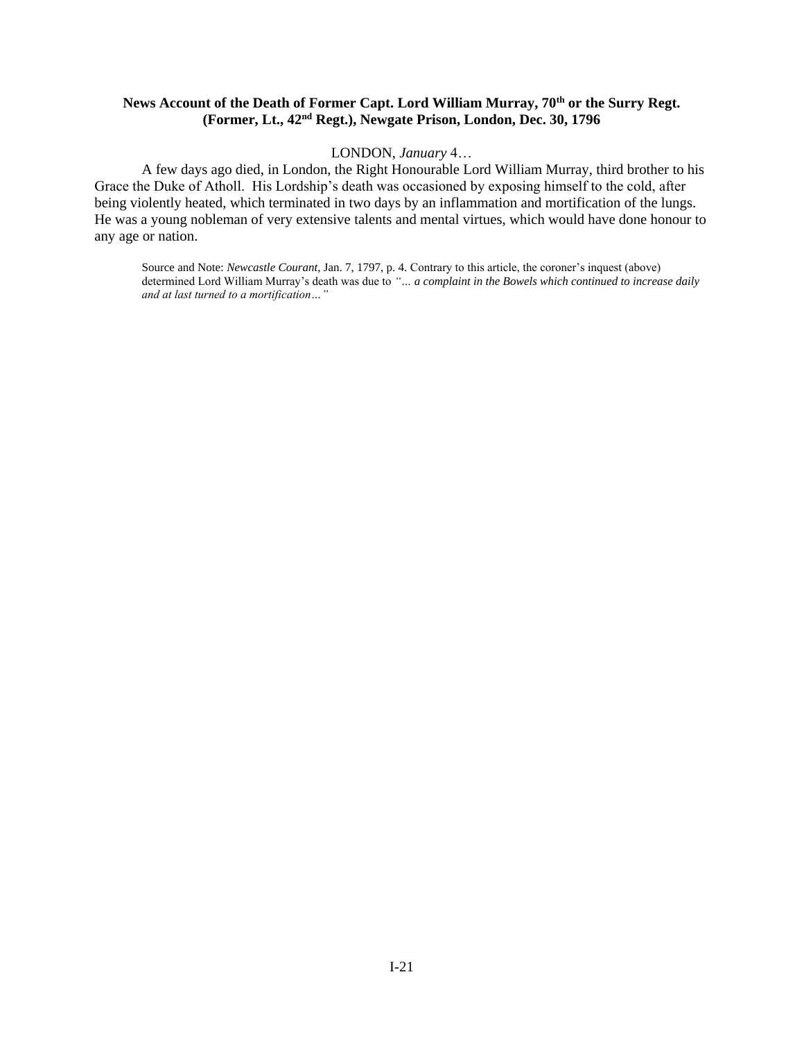**News Account of the Death of Former Capt. Lord William Murray, 70th or the Surry Regt. (Former, Lt., 42nd Regt.), Newgate Prison, London, Dec. 30, 1796**

LONDON, *January* 4…

A few days ago died, in London, the Right Honourable Lord William Murray, third brother to his Grace the Duke of Atholl. His Lordship's death was occasioned by exposing himself to the cold, after being violently heated, which terminated in two days by an inflammation and mortification of the lungs. He was a young nobleman of very extensive talents and mental virtues, which would have done honour to any age or nation.

Source and Note: *Newcastle Courant*, Jan. 7, 1797, p. 4. Contrary to this article, the coroner's inquest (above) determined Lord William Murray's death was due to *"… a complaint in the Bowels which continued to increase daily and at last turned to a mortification…"*